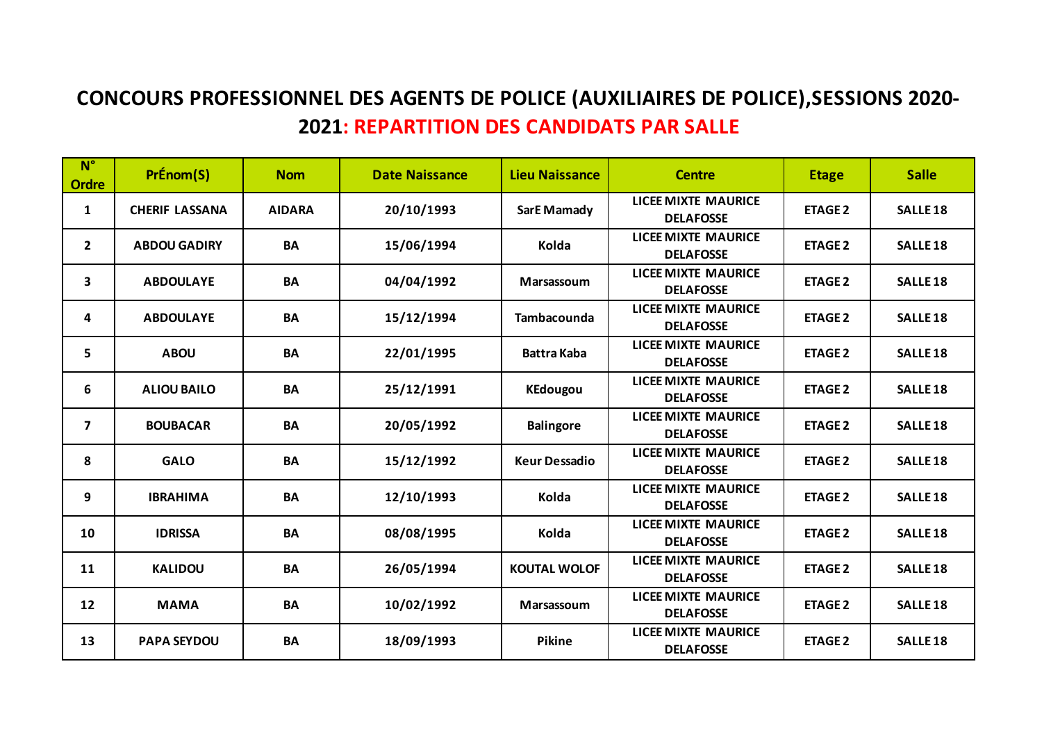# CONCOURS PROFESSIONNEL DES AGENTS DE POLICE (AUXILIAIRES DE POLICE),SESSIONS 2020-2021: REPARTITION DES CANDIDATS PAR SALLE

| N° Ordre | PrÉnom(S) | Nom | Date Naissance | Lieu Naissance | Centre | Etage | Salle |
|---|---|---|---|---|---|---|---|
| 1 | CHERIF LASSANA | AIDARA | 20/10/1993 | SarE Mamady | LICEE MIXTE MAURICE DELAFOSSE | ETAGE 2 | SALLE 18 |
| 2 | ABDOU GADIRY | BA | 15/06/1994 | Kolda | LICEE MIXTE MAURICE DELAFOSSE | ETAGE 2 | SALLE 18 |
| 3 | ABDOULAYE | BA | 04/04/1992 | Marsassoum | LICEE MIXTE MAURICE DELAFOSSE | ETAGE 2 | SALLE 18 |
| 4 | ABDOULAYE | BA | 15/12/1994 | Tambacounda | LICEE MIXTE MAURICE DELAFOSSE | ETAGE 2 | SALLE 18 |
| 5 | ABOU | BA | 22/01/1995 | Battra Kaba | LICEE MIXTE MAURICE DELAFOSSE | ETAGE 2 | SALLE 18 |
| 6 | ALIOU BAILO | BA | 25/12/1991 | KEdougou | LICEE MIXTE MAURICE DELAFOSSE | ETAGE 2 | SALLE 18 |
| 7 | BOUBACAR | BA | 20/05/1992 | Balingore | LICEE MIXTE MAURICE DELAFOSSE | ETAGE 2 | SALLE 18 |
| 8 | GALO | BA | 15/12/1992 | Keur Dessadio | LICEE MIXTE MAURICE DELAFOSSE | ETAGE 2 | SALLE 18 |
| 9 | IBRAHIMA | BA | 12/10/1993 | Kolda | LICEE MIXTE MAURICE DELAFOSSE | ETAGE 2 | SALLE 18 |
| 10 | IDRISSA | BA | 08/08/1995 | Kolda | LICEE MIXTE MAURICE DELAFOSSE | ETAGE 2 | SALLE 18 |
| 11 | KALIDOU | BA | 26/05/1994 | KOUTAL WOLOF | LICEE MIXTE MAURICE DELAFOSSE | ETAGE 2 | SALLE 18 |
| 12 | MAMA | BA | 10/02/1992 | Marsassoum | LICEE MIXTE MAURICE DELAFOSSE | ETAGE 2 | SALLE 18 |
| 13 | PAPA SEYDOU | BA | 18/09/1993 | Pikine | LICEE MIXTE MAURICE DELAFOSSE | ETAGE 2 | SALLE 18 |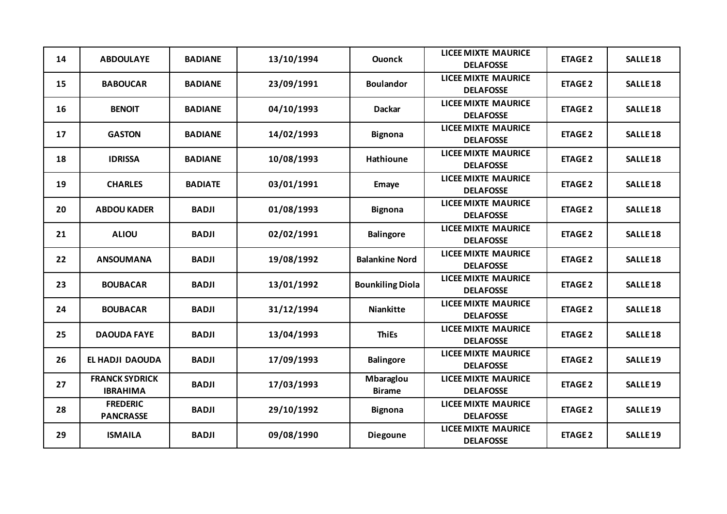| 14 | ABDOULAYE | BADIANE | 13/10/1994 | Ouonck | LICEE MIXTE MAURICE DELAFOSSE | ETAGE 2 | SALLE 18 |
|---|---|---|---|---|---|---|---|
| 15 | BABOUCAR | BADIANE | 23/09/1991 | Boulandor | LICEE MIXTE MAURICE DELAFOSSE | ETAGE 2 | SALLE 18 |
| 16 | BENOIT | BADIANE | 04/10/1993 | Dackar | LICEE MIXTE MAURICE DELAFOSSE | ETAGE 2 | SALLE 18 |
| 17 | GASTON | BADIANE | 14/02/1993 | Bignona | LICEE MIXTE MAURICE DELAFOSSE | ETAGE 2 | SALLE 18 |
| 18 | IDRISSA | BADIANE | 10/08/1993 | Hathioune | LICEE MIXTE MAURICE DELAFOSSE | ETAGE 2 | SALLE 18 |
| 19 | CHARLES | BADIATE | 03/01/1991 | Emaye | LICEE MIXTE MAURICE DELAFOSSE | ETAGE 2 | SALLE 18 |
| 20 | ABDOU KADER | BADJI | 01/08/1993 | Bignona | LICEE MIXTE MAURICE DELAFOSSE | ETAGE 2 | SALLE 18 |
| 21 | ALIOU | BADJI | 02/02/1991 | Balingore | LICEE MIXTE MAURICE DELAFOSSE | ETAGE 2 | SALLE 18 |
| 22 | ANSOUMANA | BADJI | 19/08/1992 | Balankine Nord | LICEE MIXTE MAURICE DELAFOSSE | ETAGE 2 | SALLE 18 |
| 23 | BOUBACAR | BADJI | 13/01/1992 | Bounkiling Diola | LICEE MIXTE MAURICE DELAFOSSE | ETAGE 2 | SALLE 18 |
| 24 | BOUBACAR | BADJI | 31/12/1994 | Niankitte | LICEE MIXTE MAURICE DELAFOSSE | ETAGE 2 | SALLE 18 |
| 25 | DAOUDA FAYE | BADJI | 13/04/1993 | ThiEs | LICEE MIXTE MAURICE DELAFOSSE | ETAGE 2 | SALLE 18 |
| 26 | EL HADJI DAOUDA | BADJI | 17/09/1993 | Balingore | LICEE MIXTE MAURICE DELAFOSSE | ETAGE 2 | SALLE 19 |
| 27 | FRANCK SYDRICK IBRAHIMA | BADJI | 17/03/1993 | Mbaraglou Birame | LICEE MIXTE MAURICE DELAFOSSE | ETAGE 2 | SALLE 19 |
| 28 | FREDERIC PANCRASSE | BADJI | 29/10/1992 | Bignona | LICEE MIXTE MAURICE DELAFOSSE | ETAGE 2 | SALLE 19 |
| 29 | ISMAILA | BADJI | 09/08/1990 | Diegoune | LICEE MIXTE MAURICE DELAFOSSE | ETAGE 2 | SALLE 19 |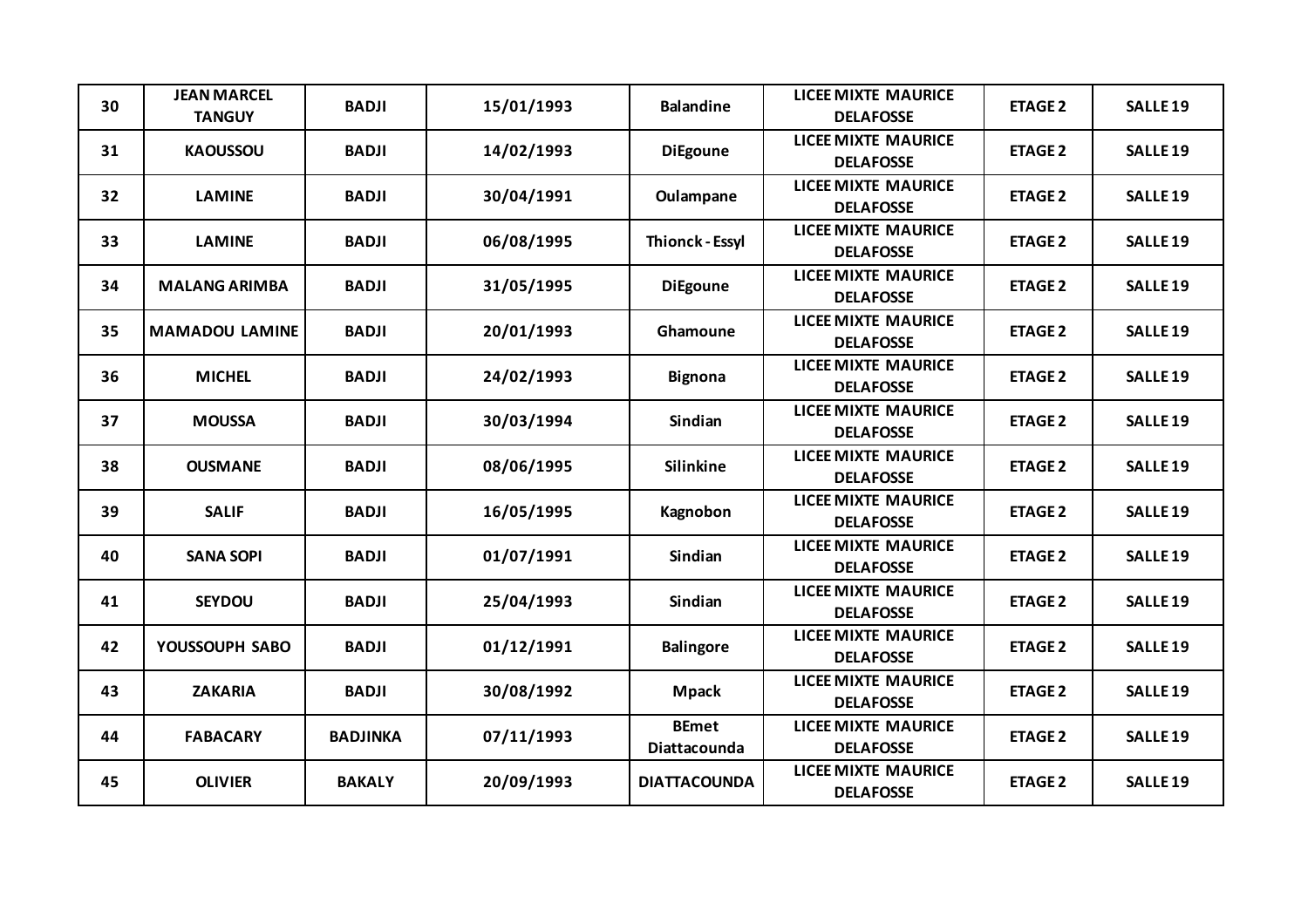| 30 | JEAN MARCEL TANGUY | BADJI | 15/01/1993 | Balandine | LICEE MIXTE MAURICE DELAFOSSE | ETAGE 2 | SALLE 19 |
|---|---|---|---|---|---|---|---|
| 31 | KAOUSSOU | BADJI | 14/02/1993 | DiEgoune | LICEE MIXTE MAURICE DELAFOSSE | ETAGE 2 | SALLE 19 |
| 32 | LAMINE | BADJI | 30/04/1991 | Oulampane | LICEE MIXTE MAURICE DELAFOSSE | ETAGE 2 | SALLE 19 |
| 33 | LAMINE | BADJI | 06/08/1995 | Thionck - Essyl | LICEE MIXTE MAURICE DELAFOSSE | ETAGE 2 | SALLE 19 |
| 34 | MALANG ARIMBA | BADJI | 31/05/1995 | DiEgoune | LICEE MIXTE MAURICE DELAFOSSE | ETAGE 2 | SALLE 19 |
| 35 | MAMADOU LAMINE | BADJI | 20/01/1993 | Ghamoune | LICEE MIXTE MAURICE DELAFOSSE | ETAGE 2 | SALLE 19 |
| 36 | MICHEL | BADJI | 24/02/1993 | Bignona | LICEE MIXTE MAURICE DELAFOSSE | ETAGE 2 | SALLE 19 |
| 37 | MOUSSA | BADJI | 30/03/1994 | Sindian | LICEE MIXTE MAURICE DELAFOSSE | ETAGE 2 | SALLE 19 |
| 38 | OUSMANE | BADJI | 08/06/1995 | Silinkine | LICEE MIXTE MAURICE DELAFOSSE | ETAGE 2 | SALLE 19 |
| 39 | SALIF | BADJI | 16/05/1995 | Kagnobon | LICEE MIXTE MAURICE DELAFOSSE | ETAGE 2 | SALLE 19 |
| 40 | SANA SOPI | BADJI | 01/07/1991 | Sindian | LICEE MIXTE MAURICE DELAFOSSE | ETAGE 2 | SALLE 19 |
| 41 | SEYDOU | BADJI | 25/04/1993 | Sindian | LICEE MIXTE MAURICE DELAFOSSE | ETAGE 2 | SALLE 19 |
| 42 | YOUSSOUPH SABO | BADJI | 01/12/1991 | Balingore | LICEE MIXTE MAURICE DELAFOSSE | ETAGE 2 | SALLE 19 |
| 43 | ZAKARIA | BADJI | 30/08/1992 | Mpack | LICEE MIXTE MAURICE DELAFOSSE | ETAGE 2 | SALLE 19 |
| 44 | FABACARY | BADJINKA | 07/11/1993 | BEmet Diattacounda | LICEE MIXTE MAURICE DELAFOSSE | ETAGE 2 | SALLE 19 |
| 45 | OLIVIER | BAKALY | 20/09/1993 | DIATTACOUNDA | LICEE MIXTE MAURICE DELAFOSSE | ETAGE 2 | SALLE 19 |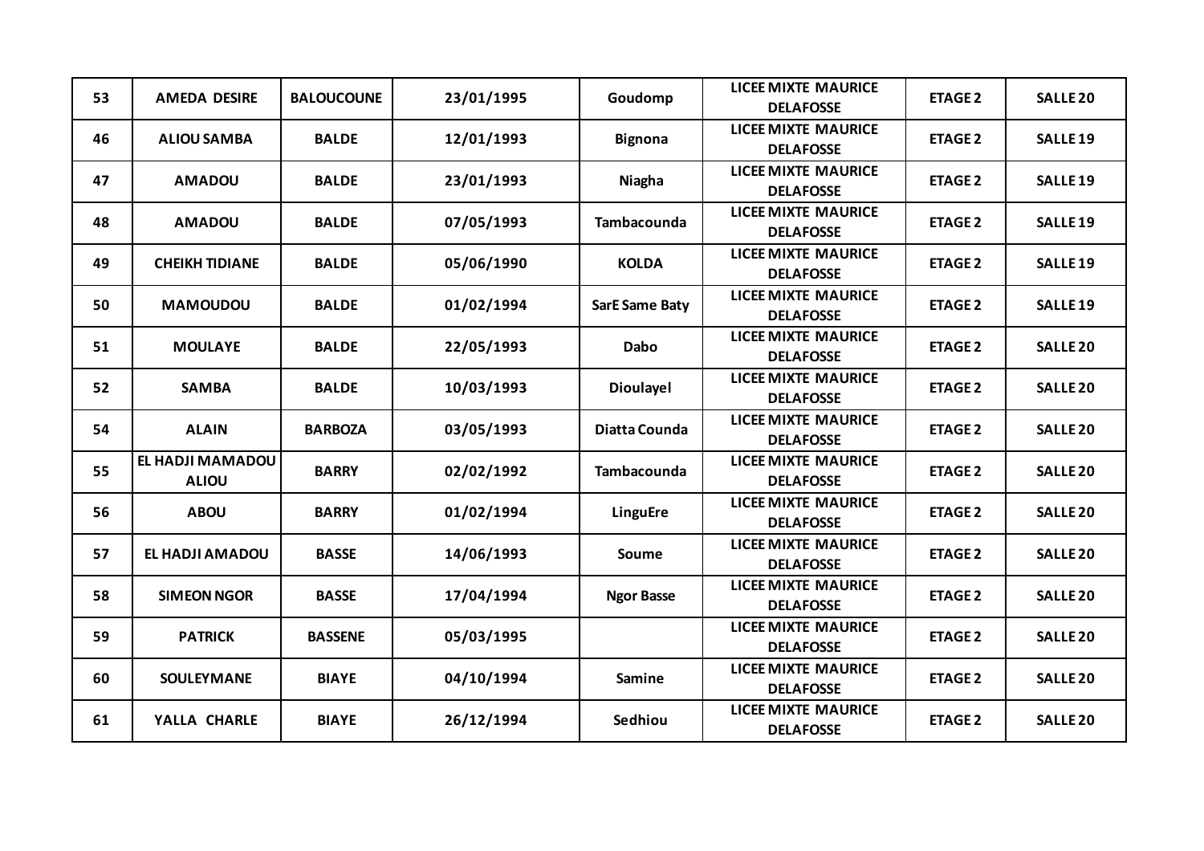| 53 | AMEDA DESIRE | BALOUCOUNE | 23/01/1995 | Goudomp | LICEE MIXTE MAURICE DELAFOSSE | ETAGE 2 | SALLE 20 |
|---|---|---|---|---|---|---|---|
| 46 | ALIOU SAMBA | BALDE | 12/01/1993 | Bignona | LICEE MIXTE MAURICE DELAFOSSE | ETAGE 2 | SALLE 19 |
| 47 | AMADOU | BALDE | 23/01/1993 | Niagha | LICEE MIXTE MAURICE DELAFOSSE | ETAGE 2 | SALLE 19 |
| 48 | AMADOU | BALDE | 07/05/1993 | Tambacounda | LICEE MIXTE MAURICE DELAFOSSE | ETAGE 2 | SALLE 19 |
| 49 | CHEIKH TIDIANE | BALDE | 05/06/1990 | KOLDA | LICEE MIXTE MAURICE DELAFOSSE | ETAGE 2 | SALLE 19 |
| 50 | MAMOUDOU | BALDE | 01/02/1994 | SarE Same Baty | LICEE MIXTE MAURICE DELAFOSSE | ETAGE 2 | SALLE 19 |
| 51 | MOULAYE | BALDE | 22/05/1993 | Dabo | LICEE MIXTE MAURICE DELAFOSSE | ETAGE 2 | SALLE 20 |
| 52 | SAMBA | BALDE | 10/03/1993 | Dioulayel | LICEE MIXTE MAURICE DELAFOSSE | ETAGE 2 | SALLE 20 |
| 54 | ALAIN | BARBOZA | 03/05/1993 | Diatta Counda | LICEE MIXTE MAURICE DELAFOSSE | ETAGE 2 | SALLE 20 |
| 55 | EL HADJI MAMADOU ALIOU | BARRY | 02/02/1992 | Tambacounda | LICEE MIXTE MAURICE DELAFOSSE | ETAGE 2 | SALLE 20 |
| 56 | ABOU | BARRY | 01/02/1994 | LinguEre | LICEE MIXTE MAURICE DELAFOSSE | ETAGE 2 | SALLE 20 |
| 57 | EL HADJI AMADOU | BASSE | 14/06/1993 | Soume | LICEE MIXTE MAURICE DELAFOSSE | ETAGE 2 | SALLE 20 |
| 58 | SIMEON NGOR | BASSE | 17/04/1994 | Ngor Basse | LICEE MIXTE MAURICE DELAFOSSE | ETAGE 2 | SALLE 20 |
| 59 | PATRICK | BASSENE | 05/03/1995 | | LICEE MIXTE MAURICE DELAFOSSE | ETAGE 2 | SALLE 20 |
| 60 | SOULEYMANE | BIAYE | 04/10/1994 | Samine | LICEE MIXTE MAURICE DELAFOSSE | ETAGE 2 | SALLE 20 |
| 61 | YALLA CHARLE | BIAYE | 26/12/1994 | Sedhiou | LICEE MIXTE MAURICE DELAFOSSE | ETAGE 2 | SALLE 20 |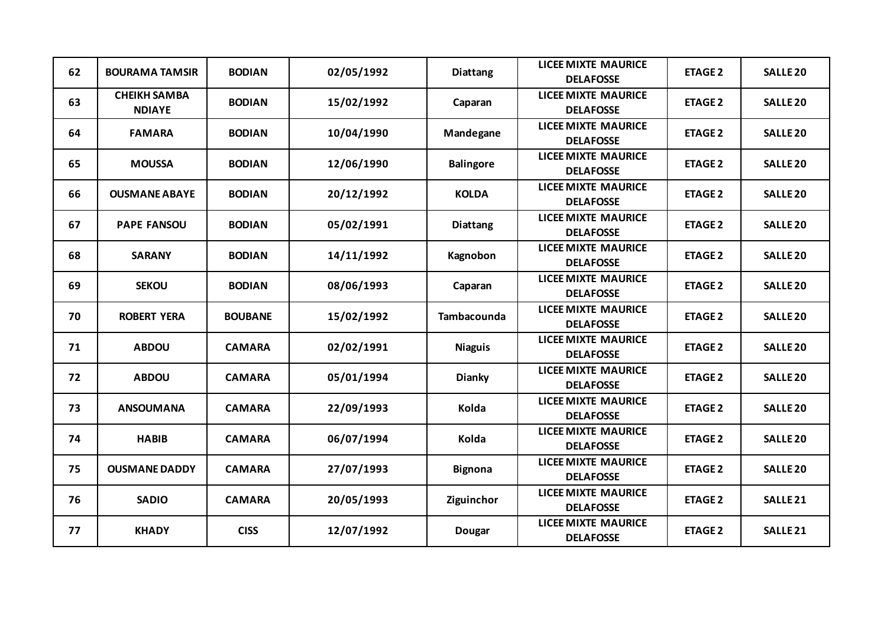| 62 | BOURAMA TAMSIR | BODIAN | 02/05/1992 | Diattang | LICEE MIXTE MAURICE DELAFOSSE | ETAGE 2 | SALLE 20 |
|---|---|---|---|---|---|---|---|
| 63 | CHEIKH SAMBA NDIAYE | BODIAN | 15/02/1992 | Caparan | LICEE MIXTE MAURICE DELAFOSSE | ETAGE 2 | SALLE 20 |
| 64 | FAMARA | BODIAN | 10/04/1990 | Mandegane | LICEE MIXTE MAURICE DELAFOSSE | ETAGE 2 | SALLE 20 |
| 65 | MOUSSA | BODIAN | 12/06/1990 | Balingore | LICEE MIXTE MAURICE DELAFOSSE | ETAGE 2 | SALLE 20 |
| 66 | OUSMANE ABAYE | BODIAN | 20/12/1992 | KOLDA | LICEE MIXTE MAURICE DELAFOSSE | ETAGE 2 | SALLE 20 |
| 67 | PAPE FANSOU | BODIAN | 05/02/1991 | Diattang | LICEE MIXTE MAURICE DELAFOSSE | ETAGE 2 | SALLE 20 |
| 68 | SARANY | BODIAN | 14/11/1992 | Kagnobon | LICEE MIXTE MAURICE DELAFOSSE | ETAGE 2 | SALLE 20 |
| 69 | SEKOU | BODIAN | 08/06/1993 | Caparan | LICEE MIXTE MAURICE DELAFOSSE | ETAGE 2 | SALLE 20 |
| 70 | ROBERT YERA | BOUBANE | 15/02/1992 | Tambacounda | LICEE MIXTE MAURICE DELAFOSSE | ETAGE 2 | SALLE 20 |
| 71 | ABDOU | CAMARA | 02/02/1991 | Niaguis | LICEE MIXTE MAURICE DELAFOSSE | ETAGE 2 | SALLE 20 |
| 72 | ABDOU | CAMARA | 05/01/1994 | Dianky | LICEE MIXTE MAURICE DELAFOSSE | ETAGE 2 | SALLE 20 |
| 73 | ANSOUMANA | CAMARA | 22/09/1993 | Kolda | LICEE MIXTE MAURICE DELAFOSSE | ETAGE 2 | SALLE 20 |
| 74 | HABIB | CAMARA | 06/07/1994 | Kolda | LICEE MIXTE MAURICE DELAFOSSE | ETAGE 2 | SALLE 20 |
| 75 | OUSMANE DADDY | CAMARA | 27/07/1993 | Bignona | LICEE MIXTE MAURICE DELAFOSSE | ETAGE 2 | SALLE 20 |
| 76 | SADIO | CAMARA | 20/05/1993 | Ziguinchor | LICEE MIXTE MAURICE DELAFOSSE | ETAGE 2 | SALLE 21 |
| 77 | KHADY | CISS | 12/07/1992 | Dougar | LICEE MIXTE MAURICE DELAFOSSE | ETAGE 2 | SALLE 21 |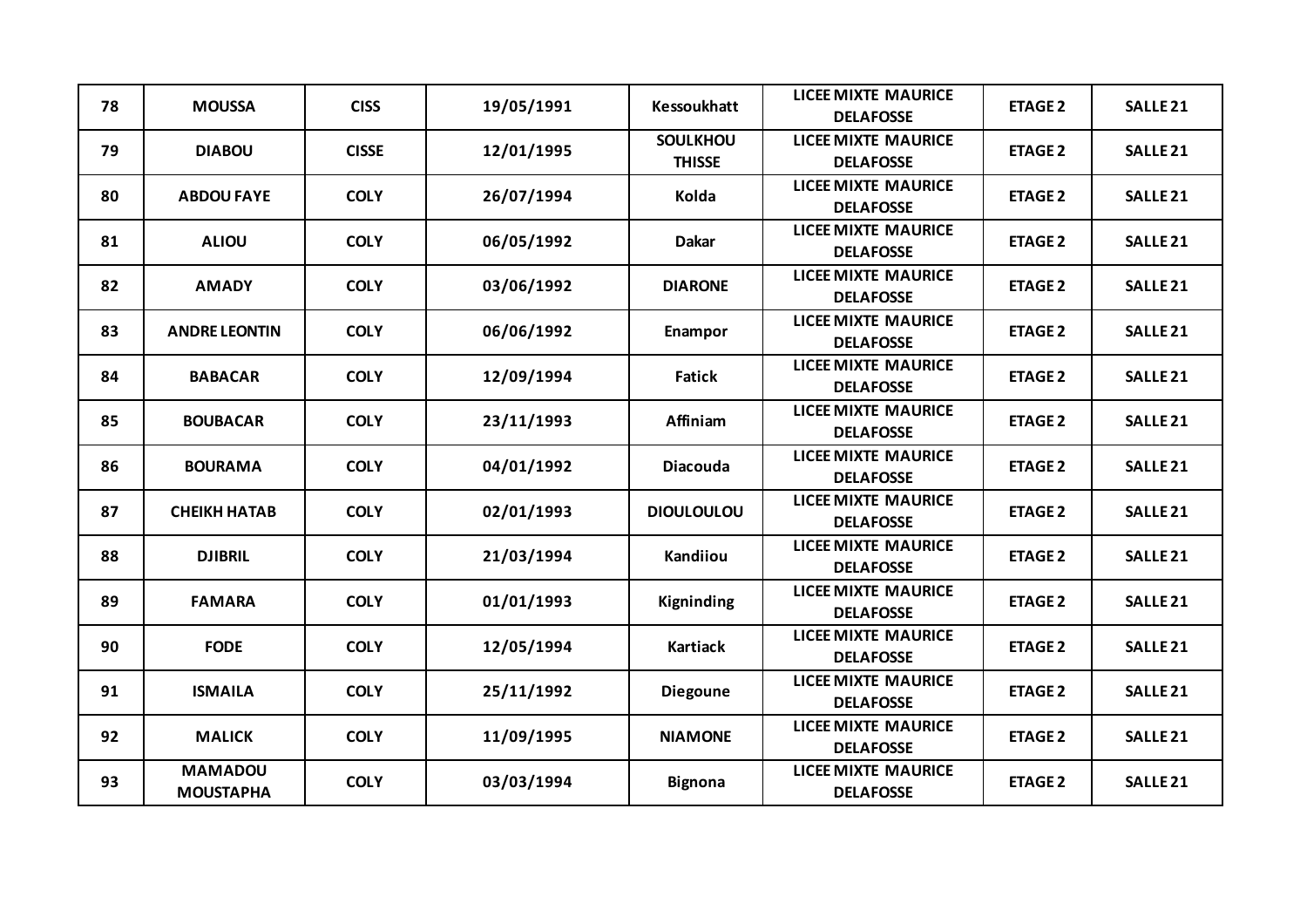| 78 | MOUSSA | CISS | 19/05/1991 | Kessoukhatt | LICEE MIXTE MAURICE DELAFOSSE | ETAGE 2 | SALLE 21 |
|---|---|---|---|---|---|---|---|
| 79 | DIABOU | CISSE | 12/01/1995 | SOULKHOU THISSE | LICEE MIXTE MAURICE DELAFOSSE | ETAGE 2 | SALLE 21 |
| 80 | ABDOU FAYE | COLY | 26/07/1994 | Kolda | LICEE MIXTE MAURICE DELAFOSSE | ETAGE 2 | SALLE 21 |
| 81 | ALIOU | COLY | 06/05/1992 | Dakar | LICEE MIXTE MAURICE DELAFOSSE | ETAGE 2 | SALLE 21 |
| 82 | AMADY | COLY | 03/06/1992 | DIARONE | LICEE MIXTE MAURICE DELAFOSSE | ETAGE 2 | SALLE 21 |
| 83 | ANDRE LEONTIN | COLY | 06/06/1992 | Enampor | LICEE MIXTE MAURICE DELAFOSSE | ETAGE 2 | SALLE 21 |
| 84 | BABACAR | COLY | 12/09/1994 | Fatick | LICEE MIXTE MAURICE DELAFOSSE | ETAGE 2 | SALLE 21 |
| 85 | BOUBACAR | COLY | 23/11/1993 | Affiniam | LICEE MIXTE MAURICE DELAFOSSE | ETAGE 2 | SALLE 21 |
| 86 | BOURAMA | COLY | 04/01/1992 | Diacouda | LICEE MIXTE MAURICE DELAFOSSE | ETAGE 2 | SALLE 21 |
| 87 | CHEIKH HATAB | COLY | 02/01/1993 | DIOULOULOU | LICEE MIXTE MAURICE DELAFOSSE | ETAGE 2 | SALLE 21 |
| 88 | DJIBRIL | COLY | 21/03/1994 | Kandiiou | LICEE MIXTE MAURICE DELAFOSSE | ETAGE 2 | SALLE 21 |
| 89 | FAMARA | COLY | 01/01/1993 | Kigninding | LICEE MIXTE MAURICE DELAFOSSE | ETAGE 2 | SALLE 21 |
| 90 | FODE | COLY | 12/05/1994 | Kartiack | LICEE MIXTE MAURICE DELAFOSSE | ETAGE 2 | SALLE 21 |
| 91 | ISMAILA | COLY | 25/11/1992 | Diegoune | LICEE MIXTE MAURICE DELAFOSSE | ETAGE 2 | SALLE 21 |
| 92 | MALICK | COLY | 11/09/1995 | NIAMONE | LICEE MIXTE MAURICE DELAFOSSE | ETAGE 2 | SALLE 21 |
| 93 | MAMADOU MOUSTAPHA | COLY | 03/03/1994 | Bignona | LICEE MIXTE MAURICE DELAFOSSE | ETAGE 2 | SALLE 21 |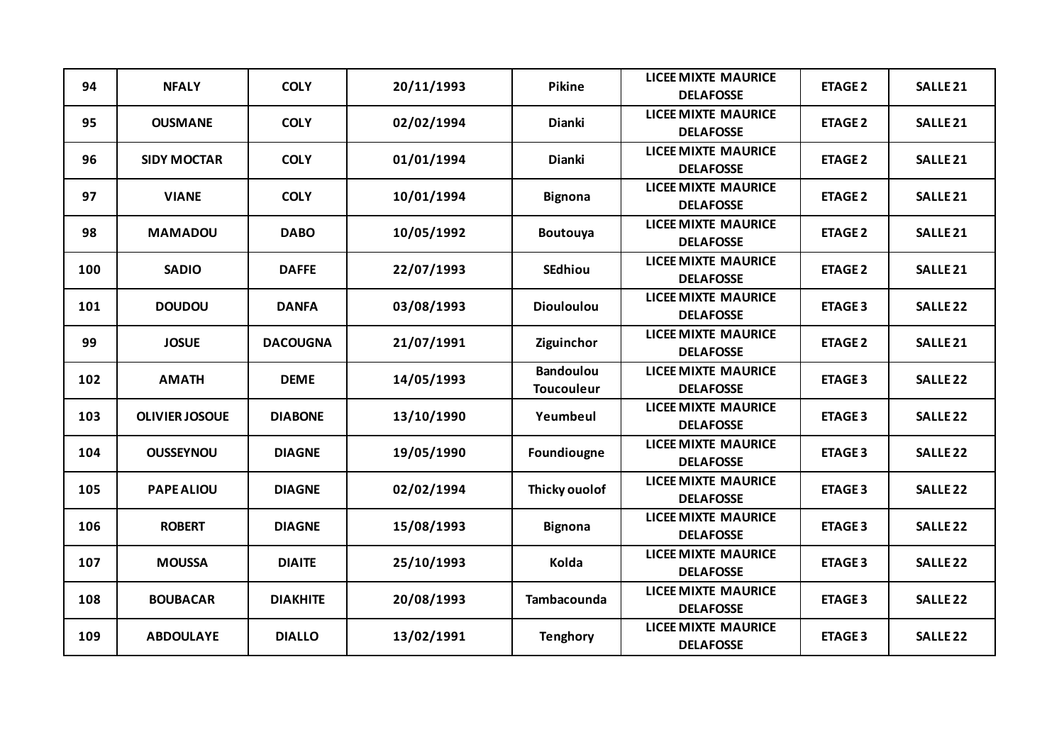| 94 | NFALY | COLY | 20/11/1993 | Pikine | LICEE MIXTE MAURICE DELAFOSSE | ETAGE 2 | SALLE 21 |
|---|---|---|---|---|---|---|---|
| 95 | OUSMANE | COLY | 02/02/1994 | Dianki | LICEE MIXTE MAURICE DELAFOSSE | ETAGE 2 | SALLE 21 |
| 96 | SIDY MOCTAR | COLY | 01/01/1994 | Dianki | LICEE MIXTE MAURICE DELAFOSSE | ETAGE 2 | SALLE 21 |
| 97 | VIANE | COLY | 10/01/1994 | Bignona | LICEE MIXTE MAURICE DELAFOSSE | ETAGE 2 | SALLE 21 |
| 98 | MAMADOU | DABO | 10/05/1992 | Boutouya | LICEE MIXTE MAURICE DELAFOSSE | ETAGE 2 | SALLE 21 |
| 100 | SADIO | DAFFE | 22/07/1993 | SEdhiou | LICEE MIXTE MAURICE DELAFOSSE | ETAGE 2 | SALLE 21 |
| 101 | DOUDOU | DANFA | 03/08/1993 | Diouloulou | LICEE MIXTE MAURICE DELAFOSSE | ETAGE 3 | SALLE 22 |
| 99 | JOSUE | DACOUGNA | 21/07/1991 | Ziguinchor | LICEE MIXTE MAURICE DELAFOSSE | ETAGE 2 | SALLE 21 |
| 102 | AMATH | DEME | 14/05/1993 | Bandoulou Toucouleur | LICEE MIXTE MAURICE DELAFOSSE | ETAGE 3 | SALLE 22 |
| 103 | OLIVIER JOSOUE | DIABONE | 13/10/1990 | Yeumbeul | LICEE MIXTE MAURICE DELAFOSSE | ETAGE 3 | SALLE 22 |
| 104 | OUSSEYNOU | DIAGNE | 19/05/1990 | Foundiougne | LICEE MIXTE MAURICE DELAFOSSE | ETAGE 3 | SALLE 22 |
| 105 | PAPE ALIOU | DIAGNE | 02/02/1994 | Thicky ouolof | LICEE MIXTE MAURICE DELAFOSSE | ETAGE 3 | SALLE 22 |
| 106 | ROBERT | DIAGNE | 15/08/1993 | Bignona | LICEE MIXTE MAURICE DELAFOSSE | ETAGE 3 | SALLE 22 |
| 107 | MOUSSA | DIAITE | 25/10/1993 | Kolda | LICEE MIXTE MAURICE DELAFOSSE | ETAGE 3 | SALLE 22 |
| 108 | BOUBACAR | DIAKHITE | 20/08/1993 | Tambacounda | LICEE MIXTE MAURICE DELAFOSSE | ETAGE 3 | SALLE 22 |
| 109 | ABDOULAYE | DIALLO | 13/02/1991 | Tenghory | LICEE MIXTE MAURICE DELAFOSSE | ETAGE 3 | SALLE 22 |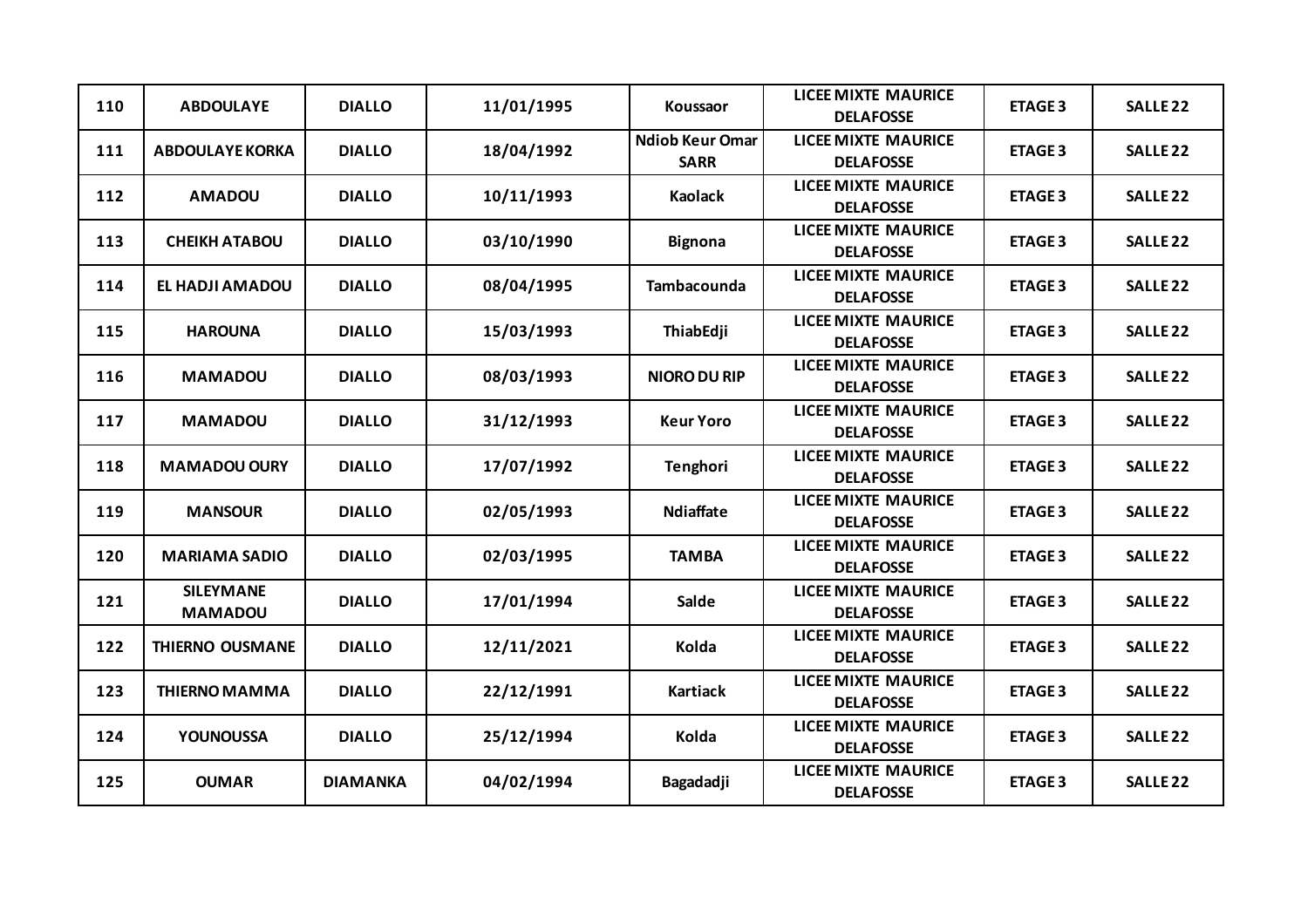| 110 | ABDOULAYE | DIALLO | 11/01/1995 | Koussaor | LICEE MIXTE MAURICE DELAFOSSE | ETAGE 3 | SALLE 22 |
|---|---|---|---|---|---|---|---|
| 111 | ABDOULAYE KORKA | DIALLO | 18/04/1992 | Ndiob Keur Omar SARR | LICEE MIXTE MAURICE DELAFOSSE | ETAGE 3 | SALLE 22 |
| 112 | AMADOU | DIALLO | 10/11/1993 | Kaolack | LICEE MIXTE MAURICE DELAFOSSE | ETAGE 3 | SALLE 22 |
| 113 | CHEIKH ATABOU | DIALLO | 03/10/1990 | Bignona | LICEE MIXTE MAURICE DELAFOSSE | ETAGE 3 | SALLE 22 |
| 114 | EL HADJI AMADOU | DIALLO | 08/04/1995 | Tambacounda | LICEE MIXTE MAURICE DELAFOSSE | ETAGE 3 | SALLE 22 |
| 115 | HAROUNA | DIALLO | 15/03/1993 | ThiabEdji | LICEE MIXTE MAURICE DELAFOSSE | ETAGE 3 | SALLE 22 |
| 116 | MAMADOU | DIALLO | 08/03/1993 | NIORO DU RIP | LICEE MIXTE MAURICE DELAFOSSE | ETAGE 3 | SALLE 22 |
| 117 | MAMADOU | DIALLO | 31/12/1993 | Keur Yoro | LICEE MIXTE MAURICE DELAFOSSE | ETAGE 3 | SALLE 22 |
| 118 | MAMADOU OURY | DIALLO | 17/07/1992 | Tenghori | LICEE MIXTE MAURICE DELAFOSSE | ETAGE 3 | SALLE 22 |
| 119 | MANSOUR | DIALLO | 02/05/1993 | Ndiaffate | LICEE MIXTE MAURICE DELAFOSSE | ETAGE 3 | SALLE 22 |
| 120 | MARIAMA SADIO | DIALLO | 02/03/1995 | TAMBA | LICEE MIXTE MAURICE DELAFOSSE | ETAGE 3 | SALLE 22 |
| 121 | SILEYMANE MAMADOU | DIALLO | 17/01/1994 | Salde | LICEE MIXTE MAURICE DELAFOSSE | ETAGE 3 | SALLE 22 |
| 122 | THIERNO OUSMANE | DIALLO | 12/11/2021 | Kolda | LICEE MIXTE MAURICE DELAFOSSE | ETAGE 3 | SALLE 22 |
| 123 | THIERNO MAMMA | DIALLO | 22/12/1991 | Kartiack | LICEE MIXTE MAURICE DELAFOSSE | ETAGE 3 | SALLE 22 |
| 124 | YOUNOUSSA | DIALLO | 25/12/1994 | Kolda | LICEE MIXTE MAURICE DELAFOSSE | ETAGE 3 | SALLE 22 |
| 125 | OUMAR | DIAMANKA | 04/02/1994 | Bagadadji | LICEE MIXTE MAURICE DELAFOSSE | ETAGE 3 | SALLE 22 |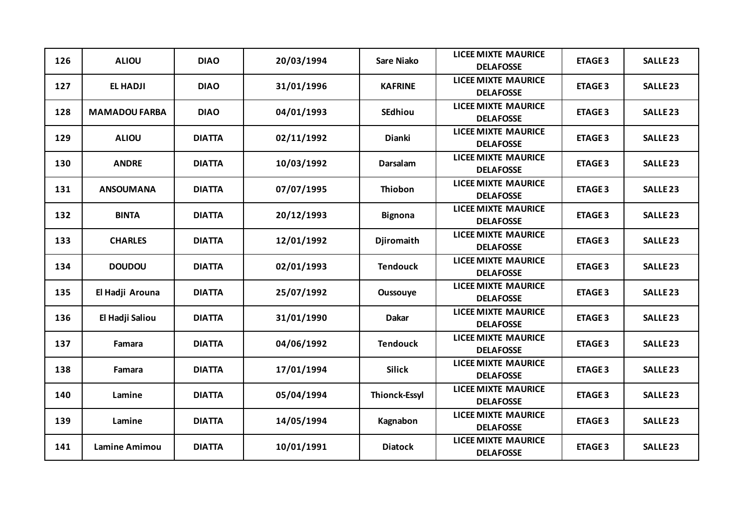| 126 | ALIOU | DIAO | 20/03/1994 | Sare Niako | LICEE MIXTE MAURICE DELAFOSSE | ETAGE 3 | SALLE 23 |
|---|---|---|---|---|---|---|---|
| 127 | EL HADJI | DIAO | 31/01/1996 | KAFRINE | LICEE MIXTE MAURICE DELAFOSSE | ETAGE 3 | SALLE 23 |
| 128 | MAMADOU FARBA | DIAO | 04/01/1993 | SEdhiou | LICEE MIXTE MAURICE DELAFOSSE | ETAGE 3 | SALLE 23 |
| 129 | ALIOU | DIATTA | 02/11/1992 | Dianki | LICEE MIXTE MAURICE DELAFOSSE | ETAGE 3 | SALLE 23 |
| 130 | ANDRE | DIATTA | 10/03/1992 | Darsalam | LICEE MIXTE MAURICE DELAFOSSE | ETAGE 3 | SALLE 23 |
| 131 | ANSOUMANA | DIATTA | 07/07/1995 | Thiobon | LICEE MIXTE MAURICE DELAFOSSE | ETAGE 3 | SALLE 23 |
| 132 | BINTA | DIATTA | 20/12/1993 | Bignona | LICEE MIXTE MAURICE DELAFOSSE | ETAGE 3 | SALLE 23 |
| 133 | CHARLES | DIATTA | 12/01/1992 | Djiromaith | LICEE MIXTE MAURICE DELAFOSSE | ETAGE 3 | SALLE 23 |
| 134 | DOUDOU | DIATTA | 02/01/1993 | Tendouck | LICEE MIXTE MAURICE DELAFOSSE | ETAGE 3 | SALLE 23 |
| 135 | El Hadji Arouna | DIATTA | 25/07/1992 | Oussouye | LICEE MIXTE MAURICE DELAFOSSE | ETAGE 3 | SALLE 23 |
| 136 | El Hadji Saliou | DIATTA | 31/01/1990 | Dakar | LICEE MIXTE MAURICE DELAFOSSE | ETAGE 3 | SALLE 23 |
| 137 | Famara | DIATTA | 04/06/1992 | Tendouck | LICEE MIXTE MAURICE DELAFOSSE | ETAGE 3 | SALLE 23 |
| 138 | Famara | DIATTA | 17/01/1994 | Silick | LICEE MIXTE MAURICE DELAFOSSE | ETAGE 3 | SALLE 23 |
| 140 | Lamine | DIATTA | 05/04/1994 | Thionck-Essyl | LICEE MIXTE MAURICE DELAFOSSE | ETAGE 3 | SALLE 23 |
| 139 | Lamine | DIATTA | 14/05/1994 | Kagnabon | LICEE MIXTE MAURICE DELAFOSSE | ETAGE 3 | SALLE 23 |
| 141 | Lamine Amimou | DIATTA | 10/01/1991 | Diatock | LICEE MIXTE MAURICE DELAFOSSE | ETAGE 3 | SALLE 23 |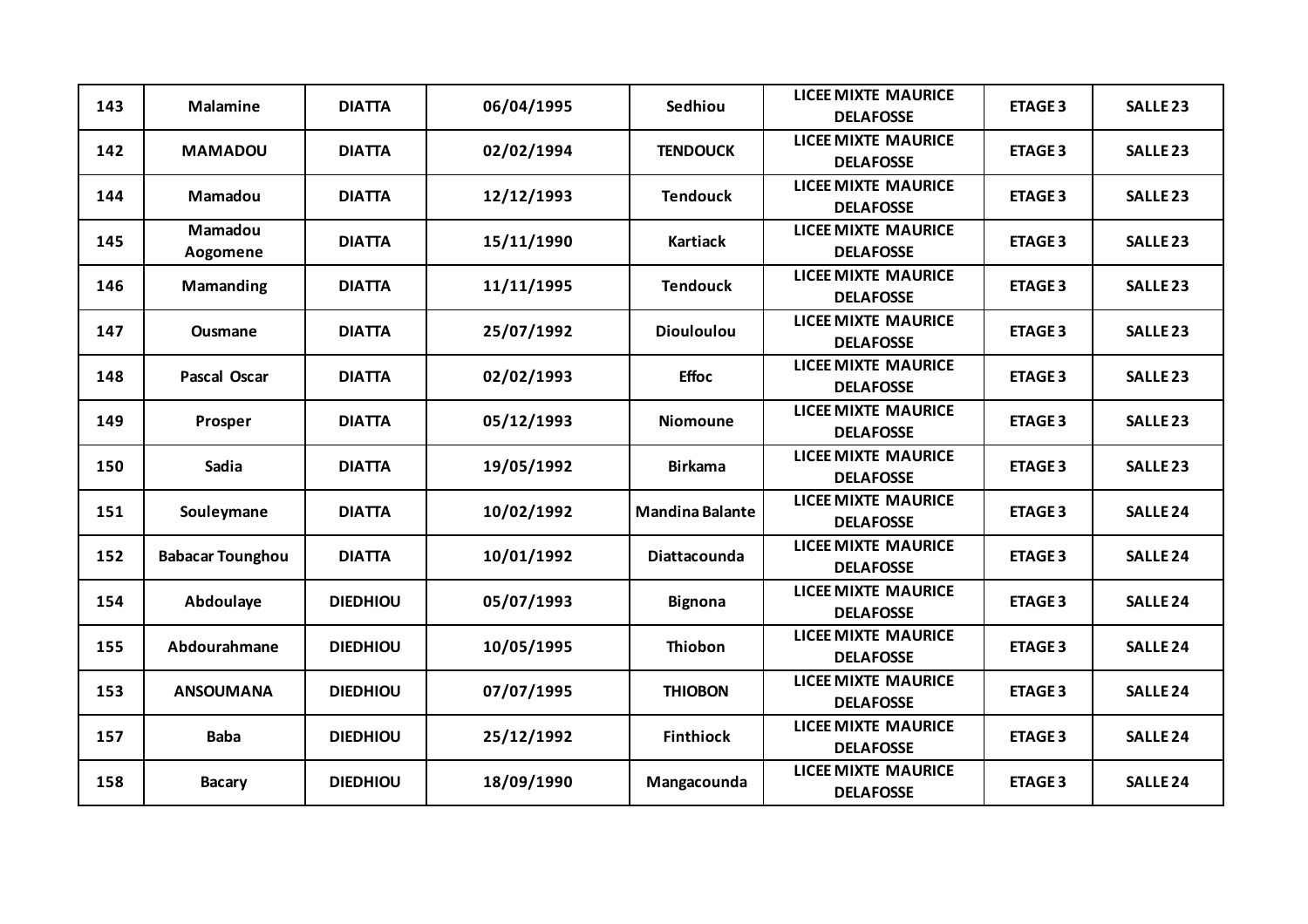| | | | | | | | |
|---|---|---|---|---|---|---|---|
| 143 | Malamine | DIATTA | 06/04/1995 | Sedhiou | LICEE MIXTE MAURICE DELAFOSSE | ETAGE 3 | SALLE 23 |
| 142 | MAMADOU | DIATTA | 02/02/1994 | TENDOUCK | LICEE MIXTE MAURICE DELAFOSSE | ETAGE 3 | SALLE 23 |
| 144 | Mamadou | DIATTA | 12/12/1993 | Tendouck | LICEE MIXTE MAURICE DELAFOSSE | ETAGE 3 | SALLE 23 |
| 145 | Mamadou Aogomene | DIATTA | 15/11/1990 | Kartiack | LICEE MIXTE MAURICE DELAFOSSE | ETAGE 3 | SALLE 23 |
| 146 | Mamanding | DIATTA | 11/11/1995 | Tendouck | LICEE MIXTE MAURICE DELAFOSSE | ETAGE 3 | SALLE 23 |
| 147 | Ousmane | DIATTA | 25/07/1992 | Diouloulou | LICEE MIXTE MAURICE DELAFOSSE | ETAGE 3 | SALLE 23 |
| 148 | Pascal Oscar | DIATTA | 02/02/1993 | Effoc | LICEE MIXTE MAURICE DELAFOSSE | ETAGE 3 | SALLE 23 |
| 149 | Prosper | DIATTA | 05/12/1993 | Niomoune | LICEE MIXTE MAURICE DELAFOSSE | ETAGE 3 | SALLE 23 |
| 150 | Sadia | DIATTA | 19/05/1992 | Birkama | LICEE MIXTE MAURICE DELAFOSSE | ETAGE 3 | SALLE 23 |
| 151 | Souleymane | DIATTA | 10/02/1992 | Mandina Balante | LICEE MIXTE MAURICE DELAFOSSE | ETAGE 3 | SALLE 24 |
| 152 | Babacar Tounghou | DIATTA | 10/01/1992 | Diattacounda | LICEE MIXTE MAURICE DELAFOSSE | ETAGE 3 | SALLE 24 |
| 154 | Abdoulaye | DIEDHIOU | 05/07/1993 | Bignona | LICEE MIXTE MAURICE DELAFOSSE | ETAGE 3 | SALLE 24 |
| 155 | Abdourahmane | DIEDHIOU | 10/05/1995 | Thiobon | LICEE MIXTE MAURICE DELAFOSSE | ETAGE 3 | SALLE 24 |
| 153 | ANSOUMANA | DIEDHIOU | 07/07/1995 | THIOBON | LICEE MIXTE MAURICE DELAFOSSE | ETAGE 3 | SALLE 24 |
| 157 | Baba | DIEDHIOU | 25/12/1992 | Finthiock | LICEE MIXTE MAURICE DELAFOSSE | ETAGE 3 | SALLE 24 |
| 158 | Bacary | DIEDHIOU | 18/09/1990 | Mangacounda | LICEE MIXTE MAURICE DELAFOSSE | ETAGE 3 | SALLE 24 |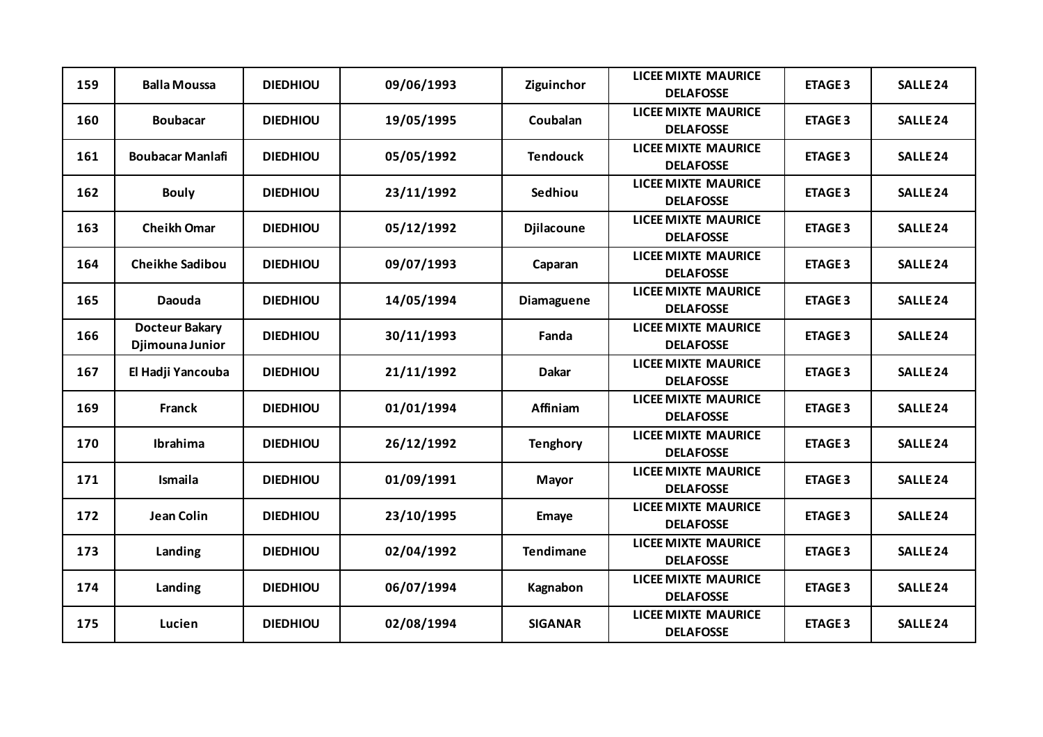| 159 | Balla Moussa | DIEDHIOU | 09/06/1993 | Ziguinchor | LICEE MIXTE MAURICE DELAFOSSE | ETAGE 3 | SALLE 24 |
|---|---|---|---|---|---|---|---|
| 160 | Boubacar | DIEDHIOU | 19/05/1995 | Coubalan | LICEE MIXTE MAURICE DELAFOSSE | ETAGE 3 | SALLE 24 |
| 161 | Boubacar Manlafi | DIEDHIOU | 05/05/1992 | Tendouck | LICEE MIXTE MAURICE DELAFOSSE | ETAGE 3 | SALLE 24 |
| 162 | Bouly | DIEDHIOU | 23/11/1992 | Sedhiou | LICEE MIXTE MAURICE DELAFOSSE | ETAGE 3 | SALLE 24 |
| 163 | Cheikh Omar | DIEDHIOU | 05/12/1992 | Djilacoune | LICEE MIXTE MAURICE DELAFOSSE | ETAGE 3 | SALLE 24 |
| 164 | Cheikhe Sadibou | DIEDHIOU | 09/07/1993 | Caparan | LICEE MIXTE MAURICE DELAFOSSE | ETAGE 3 | SALLE 24 |
| 165 | Daouda | DIEDHIOU | 14/05/1994 | Diamaguene | LICEE MIXTE MAURICE DELAFOSSE | ETAGE 3 | SALLE 24 |
| 166 | Docteur Bakary Djimouna Junior | DIEDHIOU | 30/11/1993 | Fanda | LICEE MIXTE MAURICE DELAFOSSE | ETAGE 3 | SALLE 24 |
| 167 | El Hadji Yancouba | DIEDHIOU | 21/11/1992 | Dakar | LICEE MIXTE MAURICE DELAFOSSE | ETAGE 3 | SALLE 24 |
| 169 | Franck | DIEDHIOU | 01/01/1994 | Affiniam | LICEE MIXTE MAURICE DELAFOSSE | ETAGE 3 | SALLE 24 |
| 170 | Ibrahima | DIEDHIOU | 26/12/1992 | Tenghory | LICEE MIXTE MAURICE DELAFOSSE | ETAGE 3 | SALLE 24 |
| 171 | Ismaila | DIEDHIOU | 01/09/1991 | Mayor | LICEE MIXTE MAURICE DELAFOSSE | ETAGE 3 | SALLE 24 |
| 172 | Jean Colin | DIEDHIOU | 23/10/1995 | Emaye | LICEE MIXTE MAURICE DELAFOSSE | ETAGE 3 | SALLE 24 |
| 173 | Landing | DIEDHIOU | 02/04/1992 | Tendimane | LICEE MIXTE MAURICE DELAFOSSE | ETAGE 3 | SALLE 24 |
| 174 | Landing | DIEDHIOU | 06/07/1994 | Kagnabon | LICEE MIXTE MAURICE DELAFOSSE | ETAGE 3 | SALLE 24 |
| 175 | Lucien | DIEDHIOU | 02/08/1994 | SIGANAR | LICEE MIXTE MAURICE DELAFOSSE | ETAGE 3 | SALLE 24 |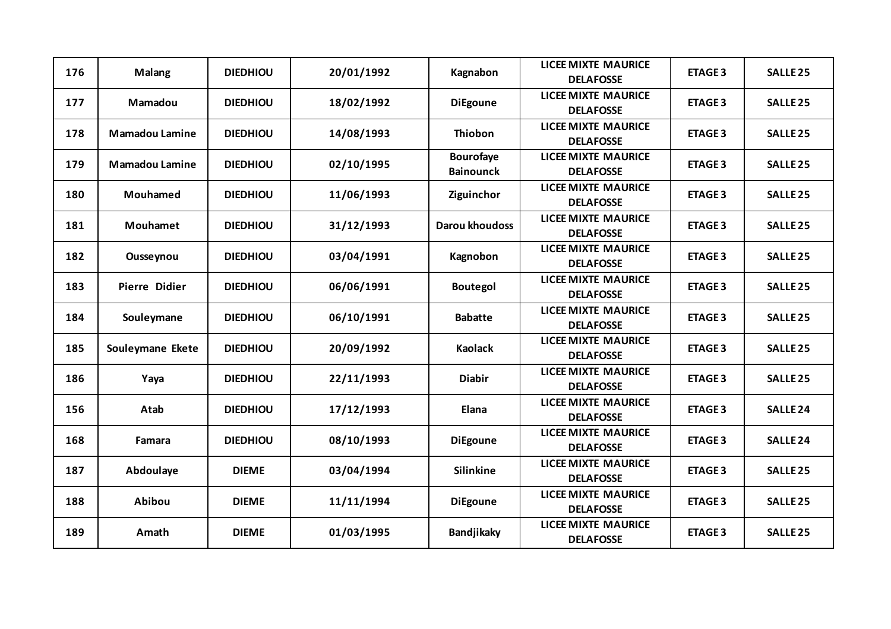| 176 | Malang | DIEDHIOU | 20/01/1992 | Kagnabon | LICEE MIXTE MAURICE DELAFOSSE | ETAGE 3 | SALLE 25 |
|---|---|---|---|---|---|---|---|
| 177 | Mamadou | DIEDHIOU | 18/02/1992 | DiEgoune | LICEE MIXTE MAURICE DELAFOSSE | ETAGE 3 | SALLE 25 |
| 178 | Mamadou Lamine | DIEDHIOU | 14/08/1993 | Thiobon | LICEE MIXTE MAURICE DELAFOSSE | ETAGE 3 | SALLE 25 |
| 179 | Mamadou Lamine | DIEDHIOU | 02/10/1995 | Bourofaye Bainounck | LICEE MIXTE MAURICE DELAFOSSE | ETAGE 3 | SALLE 25 |
| 180 | Mouhamed | DIEDHIOU | 11/06/1993 | Ziguinchor | LICEE MIXTE MAURICE DELAFOSSE | ETAGE 3 | SALLE 25 |
| 181 | Mouhamet | DIEDHIOU | 31/12/1993 | Darou khoudoss | LICEE MIXTE MAURICE DELAFOSSE | ETAGE 3 | SALLE 25 |
| 182 | Ousseynou | DIEDHIOU | 03/04/1991 | Kagnobon | LICEE MIXTE MAURICE DELAFOSSE | ETAGE 3 | SALLE 25 |
| 183 | Pierre Didier | DIEDHIOU | 06/06/1991 | Boutegol | LICEE MIXTE MAURICE DELAFOSSE | ETAGE 3 | SALLE 25 |
| 184 | Souleymane | DIEDHIOU | 06/10/1991 | Babatte | LICEE MIXTE MAURICE DELAFOSSE | ETAGE 3 | SALLE 25 |
| 185 | Souleymane Ekete | DIEDHIOU | 20/09/1992 | Kaolack | LICEE MIXTE MAURICE DELAFOSSE | ETAGE 3 | SALLE 25 |
| 186 | Yaya | DIEDHIOU | 22/11/1993 | Diabir | LICEE MIXTE MAURICE DELAFOSSE | ETAGE 3 | SALLE 25 |
| 156 | Atab | DIEDHIOU | 17/12/1993 | Elana | LICEE MIXTE MAURICE DELAFOSSE | ETAGE 3 | SALLE 24 |
| 168 | Famara | DIEDHIOU | 08/10/1993 | DiEgoune | LICEE MIXTE MAURICE DELAFOSSE | ETAGE 3 | SALLE 24 |
| 187 | Abdoulaye | DIEME | 03/04/1994 | Silinkine | LICEE MIXTE MAURICE DELAFOSSE | ETAGE 3 | SALLE 25 |
| 188 | Abibou | DIEME | 11/11/1994 | DiEgoune | LICEE MIXTE MAURICE DELAFOSSE | ETAGE 3 | SALLE 25 |
| 189 | Amath | DIEME | 01/03/1995 | Bandjikaky | LICEE MIXTE MAURICE DELAFOSSE | ETAGE 3 | SALLE 25 |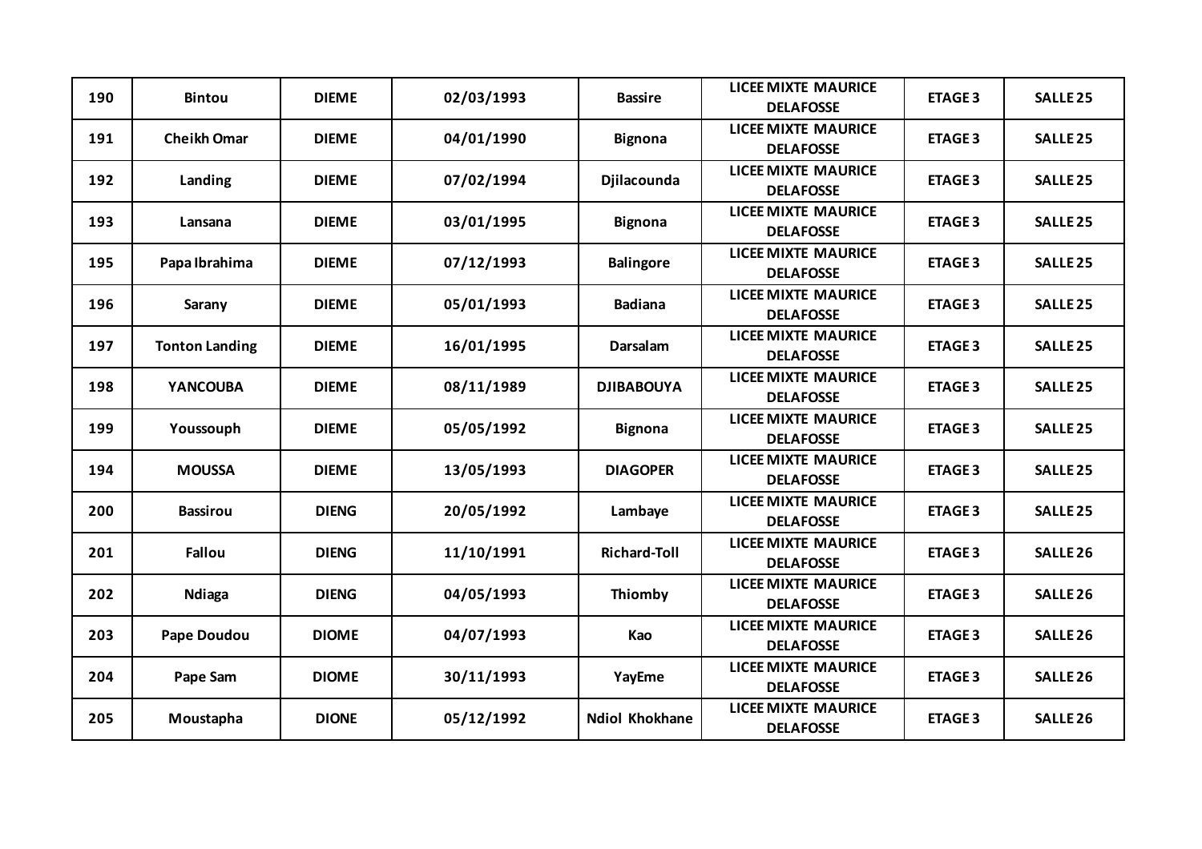| 190 | Bintou | DIEME | 02/03/1993 | Bassire | LICEE MIXTE MAURICE DELAFOSSE | ETAGE 3 | SALLE 25 |
|---|---|---|---|---|---|---|---|
| 191 | Cheikh Omar | DIEME | 04/01/1990 | Bignona | LICEE MIXTE MAURICE DELAFOSSE | ETAGE 3 | SALLE 25 |
| 192 | Landing | DIEME | 07/02/1994 | Djilacounda | LICEE MIXTE MAURICE DELAFOSSE | ETAGE 3 | SALLE 25 |
| 193 | Lansana | DIEME | 03/01/1995 | Bignona | LICEE MIXTE MAURICE DELAFOSSE | ETAGE 3 | SALLE 25 |
| 195 | Papa Ibrahima | DIEME | 07/12/1993 | Balingore | LICEE MIXTE MAURICE DELAFOSSE | ETAGE 3 | SALLE 25 |
| 196 | Sarany | DIEME | 05/01/1993 | Badiana | LICEE MIXTE MAURICE DELAFOSSE | ETAGE 3 | SALLE 25 |
| 197 | Tonton Landing | DIEME | 16/01/1995 | Darsalam | LICEE MIXTE MAURICE DELAFOSSE | ETAGE 3 | SALLE 25 |
| 198 | YANCOUBA | DIEME | 08/11/1989 | DJIBABOUYA | LICEE MIXTE MAURICE DELAFOSSE | ETAGE 3 | SALLE 25 |
| 199 | Youssouph | DIEME | 05/05/1992 | Bignona | LICEE MIXTE MAURICE DELAFOSSE | ETAGE 3 | SALLE 25 |
| 194 | MOUSSA | DIEME | 13/05/1993 | DIAGOPER | LICEE MIXTE MAURICE DELAFOSSE | ETAGE 3 | SALLE 25 |
| 200 | Bassirou | DIENG | 20/05/1992 | Lambaye | LICEE MIXTE MAURICE DELAFOSSE | ETAGE 3 | SALLE 25 |
| 201 | Fallou | DIENG | 11/10/1991 | Richard-Toll | LICEE MIXTE MAURICE DELAFOSSE | ETAGE 3 | SALLE 26 |
| 202 | Ndiaga | DIENG | 04/05/1993 | Thiomby | LICEE MIXTE MAURICE DELAFOSSE | ETAGE 3 | SALLE 26 |
| 203 | Pape Doudou | DIOME | 04/07/1993 | Kao | LICEE MIXTE MAURICE DELAFOSSE | ETAGE 3 | SALLE 26 |
| 204 | Pape Sam | DIOME | 30/11/1993 | YayEme | LICEE MIXTE MAURICE DELAFOSSE | ETAGE 3 | SALLE 26 |
| 205 | Moustapha | DIONE | 05/12/1992 | Ndiol Khokhane | LICEE MIXTE MAURICE DELAFOSSE | ETAGE 3 | SALLE 26 |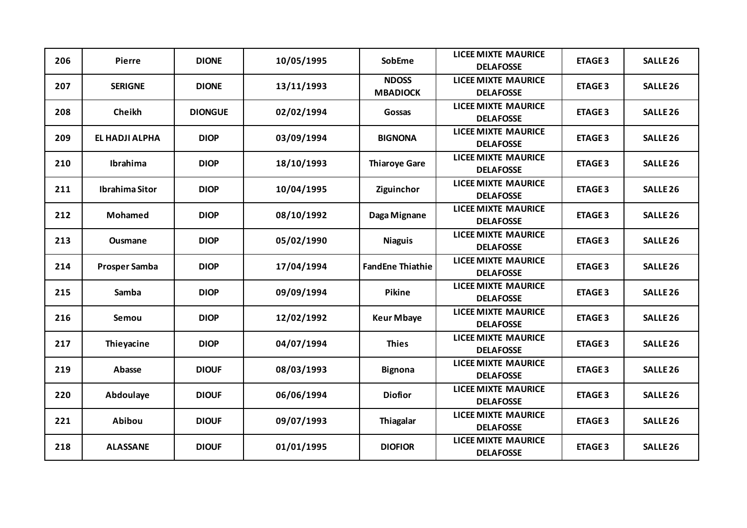| 206 | Pierre | DIONE | 10/05/1995 | SobEme | LICEE MIXTE MAURICE DELAFOSSE | ETAGE 3 | SALLE 26 |
|---|---|---|---|---|---|---|---|
| 207 | SERIGNE | DIONE | 13/11/1993 | NDOSS MBADIOCK | LICEE MIXTE MAURICE DELAFOSSE | ETAGE 3 | SALLE 26 |
| 208 | Cheikh | DIONGUE | 02/02/1994 | Gossas | LICEE MIXTE MAURICE DELAFOSSE | ETAGE 3 | SALLE 26 |
| 209 | EL HADJI ALPHA | DIOP | 03/09/1994 | BIGNONA | LICEE MIXTE MAURICE DELAFOSSE | ETAGE 3 | SALLE 26 |
| 210 | Ibrahima | DIOP | 18/10/1993 | Thiaroye Gare | LICEE MIXTE MAURICE DELAFOSSE | ETAGE 3 | SALLE 26 |
| 211 | Ibrahima Sitor | DIOP | 10/04/1995 | Ziguinchor | LICEE MIXTE MAURICE DELAFOSSE | ETAGE 3 | SALLE 26 |
| 212 | Mohamed | DIOP | 08/10/1992 | Daga Mignane | LICEE MIXTE MAURICE DELAFOSSE | ETAGE 3 | SALLE 26 |
| 213 | Ousmane | DIOP | 05/02/1990 | Niaguis | LICEE MIXTE MAURICE DELAFOSSE | ETAGE 3 | SALLE 26 |
| 214 | Prosper Samba | DIOP | 17/04/1994 | FandEne Thiathie | LICEE MIXTE MAURICE DELAFOSSE | ETAGE 3 | SALLE 26 |
| 215 | Samba | DIOP | 09/09/1994 | Pikine | LICEE MIXTE MAURICE DELAFOSSE | ETAGE 3 | SALLE 26 |
| 216 | Semou | DIOP | 12/02/1992 | Keur Mbaye | LICEE MIXTE MAURICE DELAFOSSE | ETAGE 3 | SALLE 26 |
| 217 | Thieyacine | DIOP | 04/07/1994 | Thies | LICEE MIXTE MAURICE DELAFOSSE | ETAGE 3 | SALLE 26 |
| 219 | Abasse | DIOUF | 08/03/1993 | Bignona | LICEE MIXTE MAURICE DELAFOSSE | ETAGE 3 | SALLE 26 |
| 220 | Abdoulaye | DIOUF | 06/06/1994 | Diofior | LICEE MIXTE MAURICE DELAFOSSE | ETAGE 3 | SALLE 26 |
| 221 | Abibou | DIOUF | 09/07/1993 | Thiagalar | LICEE MIXTE MAURICE DELAFOSSE | ETAGE 3 | SALLE 26 |
| 218 | ALASSANE | DIOUF | 01/01/1995 | DIOFIOR | LICEE MIXTE MAURICE DELAFOSSE | ETAGE 3 | SALLE 26 |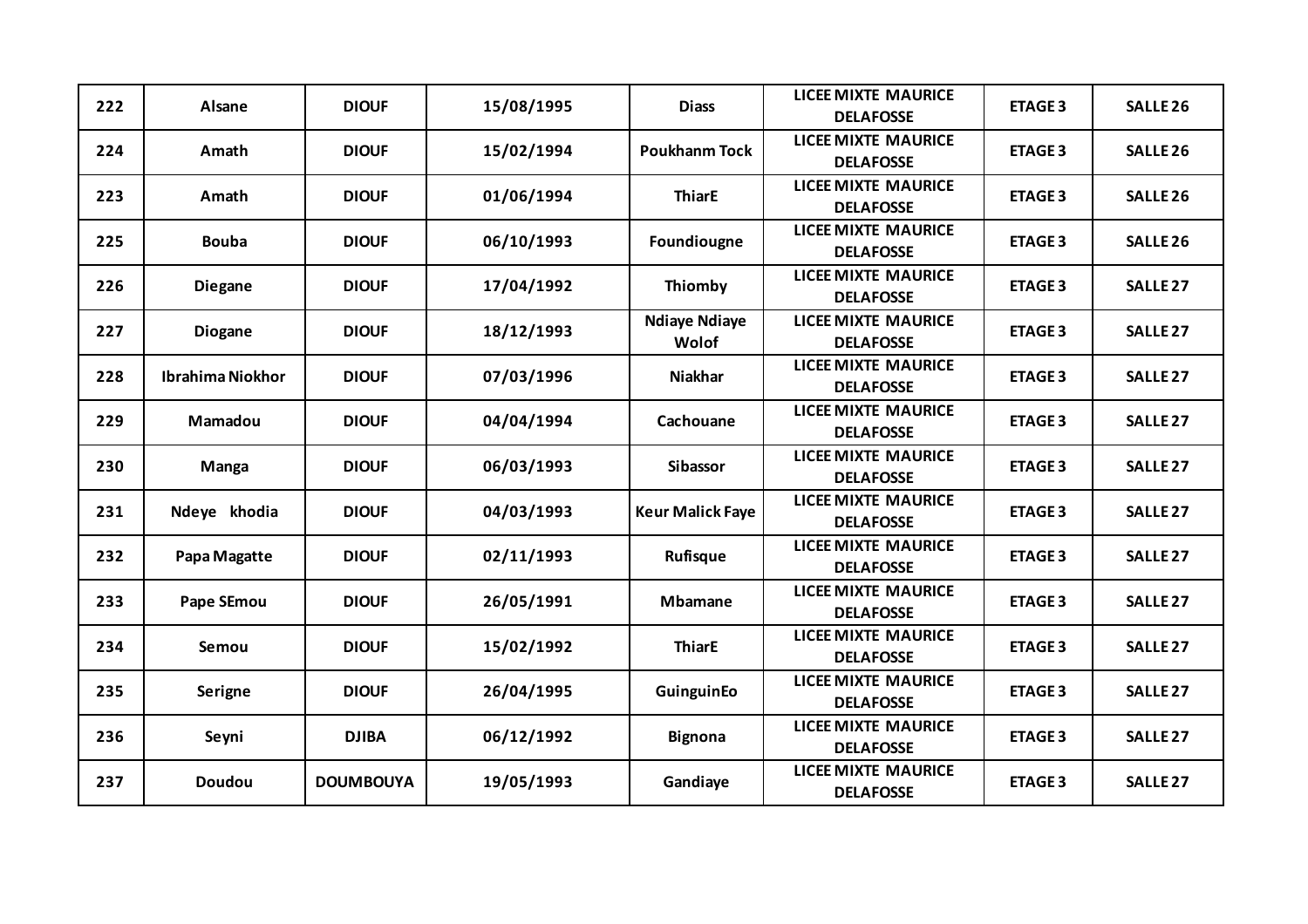| 222 | Alsane | DIOUF | 15/08/1995 | Diass | LICEE MIXTE MAURICE DELAFOSSE | ETAGE 3 | SALLE 26 |
|---|---|---|---|---|---|---|---|
| 224 | Amath | DIOUF | 15/02/1994 | Poukhanm Tock | LICEE MIXTE MAURICE DELAFOSSE | ETAGE 3 | SALLE 26 |
| 223 | Amath | DIOUF | 01/06/1994 | ThiarE | LICEE MIXTE MAURICE DELAFOSSE | ETAGE 3 | SALLE 26 |
| 225 | Bouba | DIOUF | 06/10/1993 | Foundiougne | LICEE MIXTE MAURICE DELAFOSSE | ETAGE 3 | SALLE 26 |
| 226 | Diegane | DIOUF | 17/04/1992 | Thiomby | LICEE MIXTE MAURICE DELAFOSSE | ETAGE 3 | SALLE 27 |
| 227 | Diogane | DIOUF | 18/12/1993 | Ndiaye Ndiaye Wolof | LICEE MIXTE MAURICE DELAFOSSE | ETAGE 3 | SALLE 27 |
| 228 | Ibrahima Niokhor | DIOUF | 07/03/1996 | Niakhar | LICEE MIXTE MAURICE DELAFOSSE | ETAGE 3 | SALLE 27 |
| 229 | Mamadou | DIOUF | 04/04/1994 | Cachouane | LICEE MIXTE MAURICE DELAFOSSE | ETAGE 3 | SALLE 27 |
| 230 | Manga | DIOUF | 06/03/1993 | Sibassor | LICEE MIXTE MAURICE DELAFOSSE | ETAGE 3 | SALLE 27 |
| 231 | Ndeye khodia | DIOUF | 04/03/1993 | Keur Malick Faye | LICEE MIXTE MAURICE DELAFOSSE | ETAGE 3 | SALLE 27 |
| 232 | Papa Magatte | DIOUF | 02/11/1993 | Rufisque | LICEE MIXTE MAURICE DELAFOSSE | ETAGE 3 | SALLE 27 |
| 233 | Pape SEmou | DIOUF | 26/05/1991 | Mbamane | LICEE MIXTE MAURICE DELAFOSSE | ETAGE 3 | SALLE 27 |
| 234 | Semou | DIOUF | 15/02/1992 | ThiarE | LICEE MIXTE MAURICE DELAFOSSE | ETAGE 3 | SALLE 27 |
| 235 | Serigne | DIOUF | 26/04/1995 | GuinguinEo | LICEE MIXTE MAURICE DELAFOSSE | ETAGE 3 | SALLE 27 |
| 236 | Seyni | DJIBA | 06/12/1992 | Bignona | LICEE MIXTE MAURICE DELAFOSSE | ETAGE 3 | SALLE 27 |
| 237 | Doudou | DOUMBOUYA | 19/05/1993 | Gandiaye | LICEE MIXTE MAURICE DELAFOSSE | ETAGE 3 | SALLE 27 |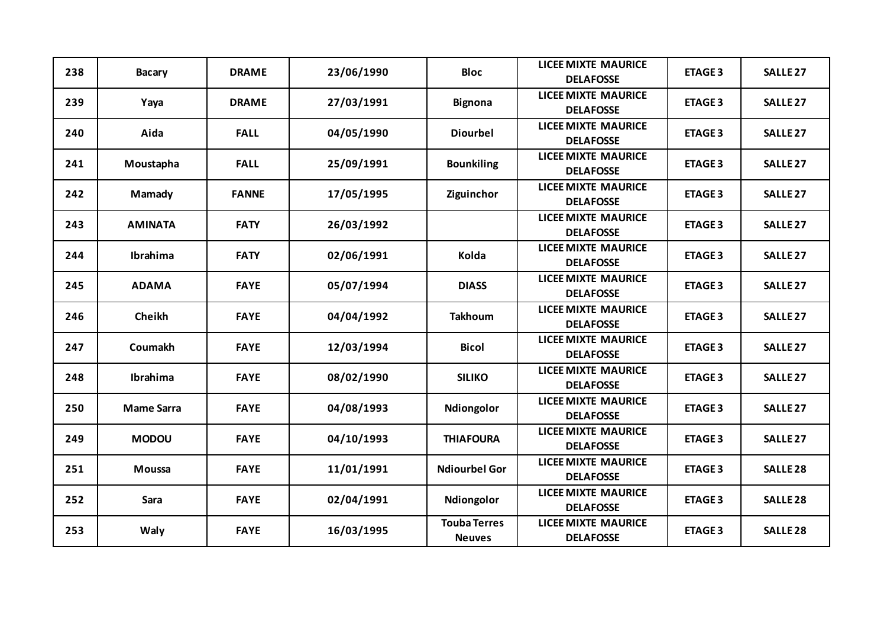| 238 | Bacary | DRAME | 23/06/1990 | Bloc | LICEE MIXTE MAURICE DELAFOSSE | ETAGE 3 | SALLE 27 |
|---|---|---|---|---|---|---|---|
| 239 | Yaya | DRAME | 27/03/1991 | Bignona | LICEE MIXTE MAURICE DELAFOSSE | ETAGE 3 | SALLE 27 |
| 240 | Aida | FALL | 04/05/1990 | Diourbel | LICEE MIXTE MAURICE DELAFOSSE | ETAGE 3 | SALLE 27 |
| 241 | Moustapha | FALL | 25/09/1991 | Bounkiling | LICEE MIXTE MAURICE DELAFOSSE | ETAGE 3 | SALLE 27 |
| 242 | Mamady | FANNE | 17/05/1995 | Ziguinchor | LICEE MIXTE MAURICE DELAFOSSE | ETAGE 3 | SALLE 27 |
| 243 | AMINATA | FATY | 26/03/1992 | | LICEE MIXTE MAURICE DELAFOSSE | ETAGE 3 | SALLE 27 |
| 244 | Ibrahima | FATY | 02/06/1991 | Kolda | LICEE MIXTE MAURICE DELAFOSSE | ETAGE 3 | SALLE 27 |
| 245 | ADAMA | FAYE | 05/07/1994 | DIASS | LICEE MIXTE MAURICE DELAFOSSE | ETAGE 3 | SALLE 27 |
| 246 | Cheikh | FAYE | 04/04/1992 | Takhoum | LICEE MIXTE MAURICE DELAFOSSE | ETAGE 3 | SALLE 27 |
| 247 | Coumakh | FAYE | 12/03/1994 | Bicol | LICEE MIXTE MAURICE DELAFOSSE | ETAGE 3 | SALLE 27 |
| 248 | Ibrahima | FAYE | 08/02/1990 | SILIKO | LICEE MIXTE MAURICE DELAFOSSE | ETAGE 3 | SALLE 27 |
| 250 | Mame Sarra | FAYE | 04/08/1993 | Ndiongolor | LICEE MIXTE MAURICE DELAFOSSE | ETAGE 3 | SALLE 27 |
| 249 | MODOU | FAYE | 04/10/1993 | THIAFOURA | LICEE MIXTE MAURICE DELAFOSSE | ETAGE 3 | SALLE 27 |
| 251 | Moussa | FAYE | 11/01/1991 | Ndiourbel Gor | LICEE MIXTE MAURICE DELAFOSSE | ETAGE 3 | SALLE 28 |
| 252 | Sara | FAYE | 02/04/1991 | Ndiongolor | LICEE MIXTE MAURICE DELAFOSSE | ETAGE 3 | SALLE 28 |
| 253 | Waly | FAYE | 16/03/1995 | Touba Terres Neuves | LICEE MIXTE MAURICE DELAFOSSE | ETAGE 3 | SALLE 28 |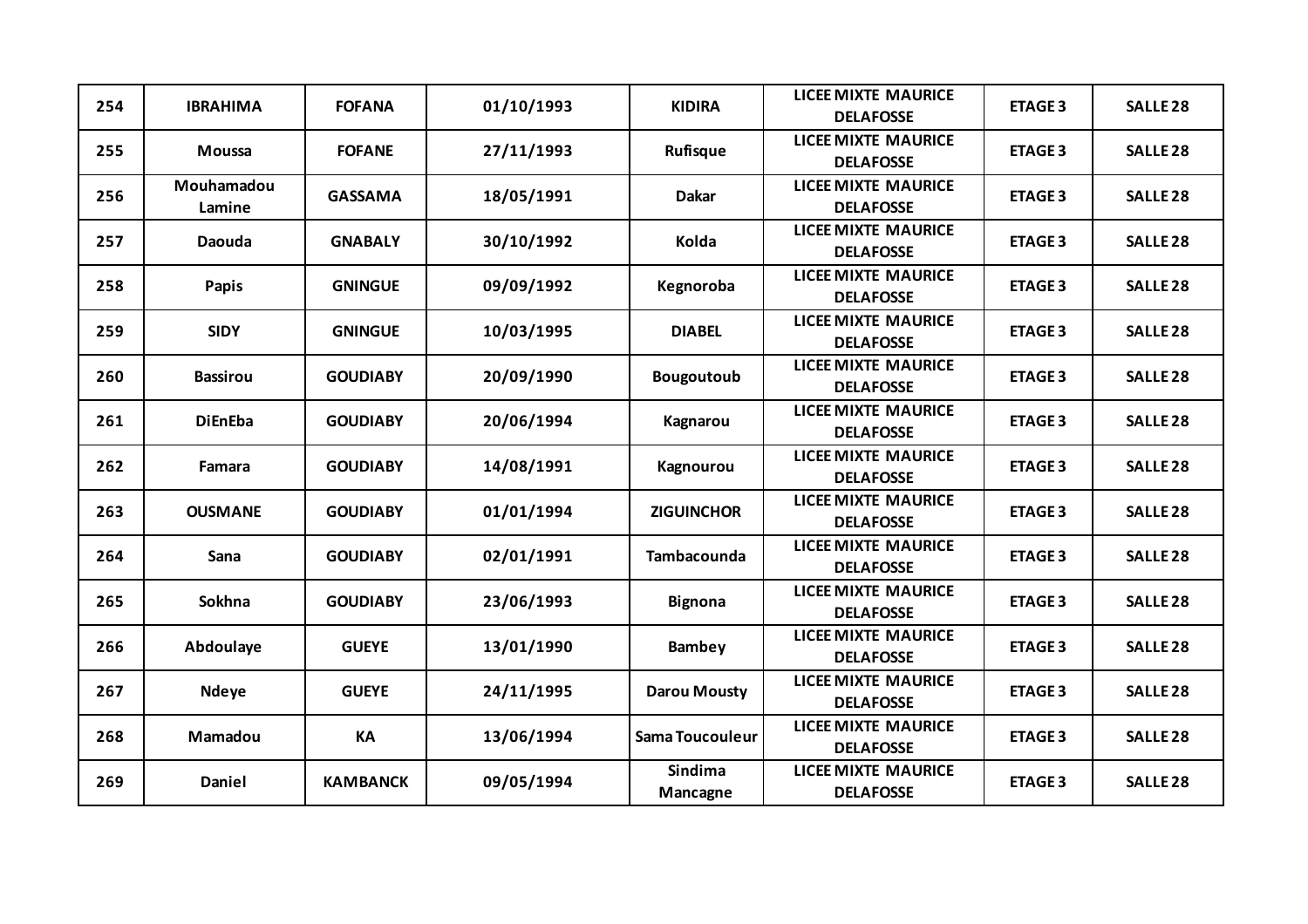| 254 | IBRAHIMA | FOFANA | 01/10/1993 | KIDIRA | LICEE MIXTE MAURICE DELAFOSSE | ETAGE 3 | SALLE 28 |
|---|---|---|---|---|---|---|---|
| 255 | Moussa | FOFANE | 27/11/1993 | Rufisque | LICEE MIXTE MAURICE DELAFOSSE | ETAGE 3 | SALLE 28 |
| 256 | Mouhamadou Lamine | GASSAMA | 18/05/1991 | Dakar | LICEE MIXTE MAURICE DELAFOSSE | ETAGE 3 | SALLE 28 |
| 257 | Daouda | GNABALY | 30/10/1992 | Kolda | LICEE MIXTE MAURICE DELAFOSSE | ETAGE 3 | SALLE 28 |
| 258 | Papis | GNINGUE | 09/09/1992 | Kegnoroba | LICEE MIXTE MAURICE DELAFOSSE | ETAGE 3 | SALLE 28 |
| 259 | SIDY | GNINGUE | 10/03/1995 | DIABEL | LICEE MIXTE MAURICE DELAFOSSE | ETAGE 3 | SALLE 28 |
| 260 | Bassirou | GOUDIABY | 20/09/1990 | Bougoutoub | LICEE MIXTE MAURICE DELAFOSSE | ETAGE 3 | SALLE 28 |
| 261 | DiEnEba | GOUDIABY | 20/06/1994 | Kagnarou | LICEE MIXTE MAURICE DELAFOSSE | ETAGE 3 | SALLE 28 |
| 262 | Famara | GOUDIABY | 14/08/1991 | Kagnourou | LICEE MIXTE MAURICE DELAFOSSE | ETAGE 3 | SALLE 28 |
| 263 | OUSMANE | GOUDIABY | 01/01/1994 | ZIGUINCHOR | LICEE MIXTE MAURICE DELAFOSSE | ETAGE 3 | SALLE 28 |
| 264 | Sana | GOUDIABY | 02/01/1991 | Tambacounda | LICEE MIXTE MAURICE DELAFOSSE | ETAGE 3 | SALLE 28 |
| 265 | Sokhna | GOUDIABY | 23/06/1993 | Bignona | LICEE MIXTE MAURICE DELAFOSSE | ETAGE 3 | SALLE 28 |
| 266 | Abdoulaye | GUEYE | 13/01/1990 | Bambey | LICEE MIXTE MAURICE DELAFOSSE | ETAGE 3 | SALLE 28 |
| 267 | Ndeye | GUEYE | 24/11/1995 | Darou Mousty | LICEE MIXTE MAURICE DELAFOSSE | ETAGE 3 | SALLE 28 |
| 268 | Mamadou | KA | 13/06/1994 | Sama Toucouleur | LICEE MIXTE MAURICE DELAFOSSE | ETAGE 3 | SALLE 28 |
| 269 | Daniel | KAMBANCK | 09/05/1994 | Sindima Mancagne | LICEE MIXTE MAURICE DELAFOSSE | ETAGE 3 | SALLE 28 |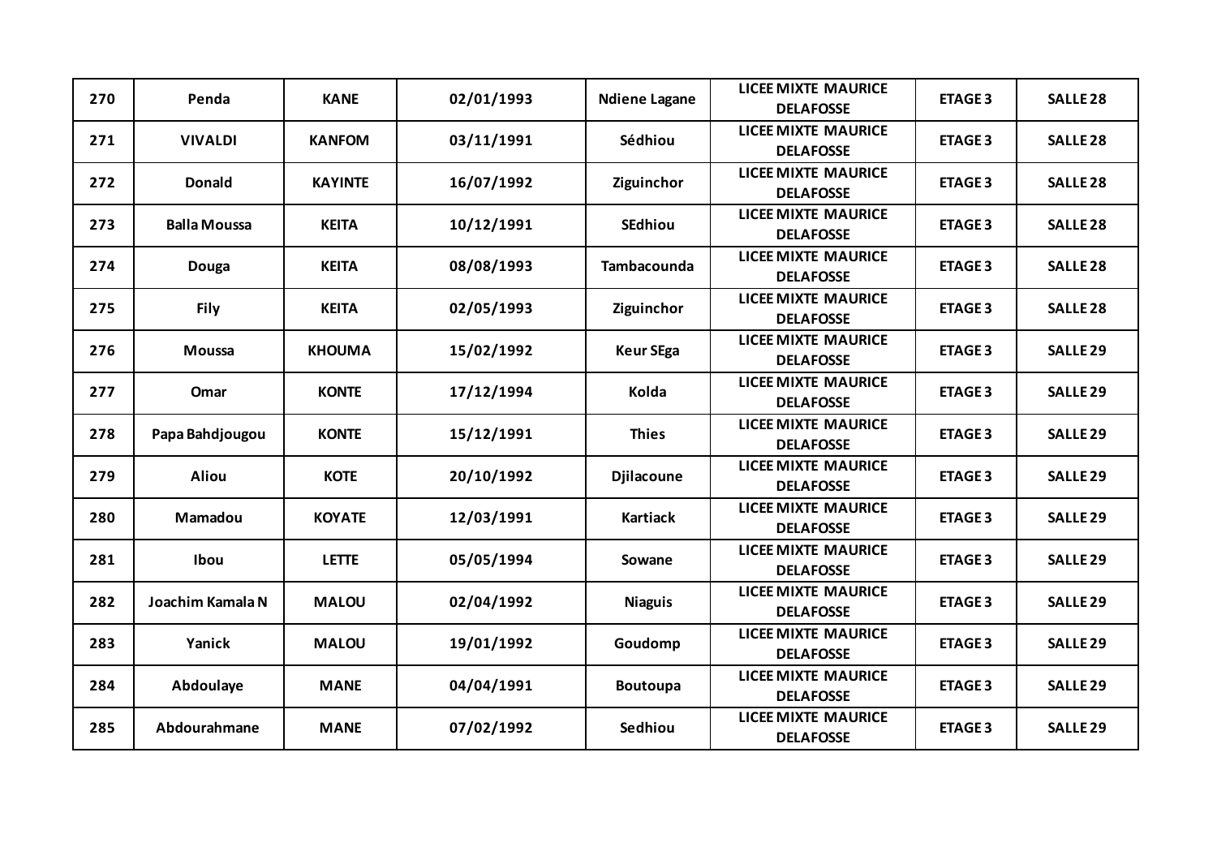| 270 | Penda | KANE | 02/01/1993 | Ndiene Lagane | LICEE MIXTE MAURICE DELAFOSSE | ETAGE 3 | SALLE 28 |
|---|---|---|---|---|---|---|---|
| 271 | VIVALDI | KANFOM | 03/11/1991 | Sédhiou | LICEE MIXTE MAURICE DELAFOSSE | ETAGE 3 | SALLE 28 |
| 272 | Donald | KAYINTE | 16/07/1992 | Ziguinchor | LICEE MIXTE MAURICE DELAFOSSE | ETAGE 3 | SALLE 28 |
| 273 | Balla Moussa | KEITA | 10/12/1991 | SEdhiou | LICEE MIXTE MAURICE DELAFOSSE | ETAGE 3 | SALLE 28 |
| 274 | Douga | KEITA | 08/08/1993 | Tambacounda | LICEE MIXTE MAURICE DELAFOSSE | ETAGE 3 | SALLE 28 |
| 275 | Fily | KEITA | 02/05/1993 | Ziguinchor | LICEE MIXTE MAURICE DELAFOSSE | ETAGE 3 | SALLE 28 |
| 276 | Moussa | KHOUMA | 15/02/1992 | Keur SEga | LICEE MIXTE MAURICE DELAFOSSE | ETAGE 3 | SALLE 29 |
| 277 | Omar | KONTE | 17/12/1994 | Kolda | LICEE MIXTE MAURICE DELAFOSSE | ETAGE 3 | SALLE 29 |
| 278 | Papa Bahdjougou | KONTE | 15/12/1991 | Thies | LICEE MIXTE MAURICE DELAFOSSE | ETAGE 3 | SALLE 29 |
| 279 | Aliou | KOTE | 20/10/1992 | Djilacoune | LICEE MIXTE MAURICE DELAFOSSE | ETAGE 3 | SALLE 29 |
| 280 | Mamadou | KOYATE | 12/03/1991 | Kartiack | LICEE MIXTE MAURICE DELAFOSSE | ETAGE 3 | SALLE 29 |
| 281 | Ibou | LETTE | 05/05/1994 | Sowane | LICEE MIXTE MAURICE DELAFOSSE | ETAGE 3 | SALLE 29 |
| 282 | Joachim Kamala N | MALOU | 02/04/1992 | Niaguis | LICEE MIXTE MAURICE DELAFOSSE | ETAGE 3 | SALLE 29 |
| 283 | Yanick | MALOU | 19/01/1992 | Goudomp | LICEE MIXTE MAURICE DELAFOSSE | ETAGE 3 | SALLE 29 |
| 284 | Abdoulaye | MANE | 04/04/1991 | Boutoupa | LICEE MIXTE MAURICE DELAFOSSE | ETAGE 3 | SALLE 29 |
| 285 | Abdourahmane | MANE | 07/02/1992 | Sedhiou | LICEE MIXTE MAURICE DELAFOSSE | ETAGE 3 | SALLE 29 |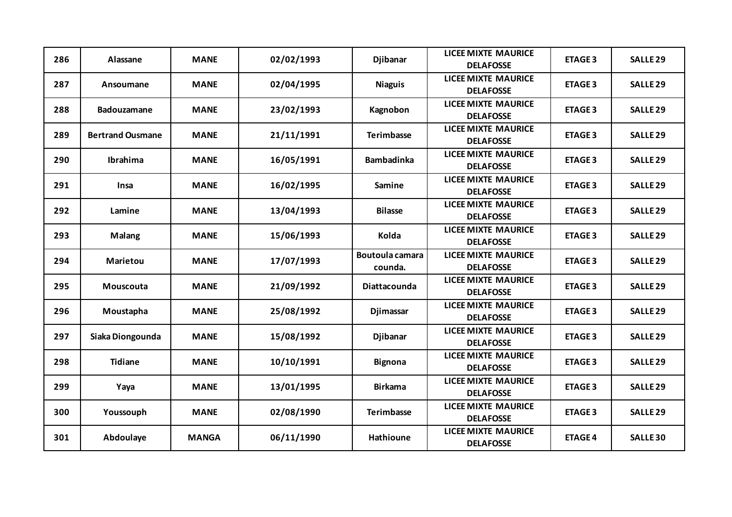| 286 | Alassane | MANE | 02/02/1993 | Djibanar | LICEE MIXTE MAURICE DELAFOSSE | ETAGE 3 | SALLE 29 |
|---|---|---|---|---|---|---|---|
| 287 | Ansoumane | MANE | 02/04/1995 | Niaguis | LICEE MIXTE MAURICE DELAFOSSE | ETAGE 3 | SALLE 29 |
| 288 | Badouzamane | MANE | 23/02/1993 | Kagnobon | LICEE MIXTE MAURICE DELAFOSSE | ETAGE 3 | SALLE 29 |
| 289 | Bertrand Ousmane | MANE | 21/11/1991 | Terimbasse | LICEE MIXTE MAURICE DELAFOSSE | ETAGE 3 | SALLE 29 |
| 290 | Ibrahima | MANE | 16/05/1991 | Bambadinka | LICEE MIXTE MAURICE DELAFOSSE | ETAGE 3 | SALLE 29 |
| 291 | Insa | MANE | 16/02/1995 | Samine | LICEE MIXTE MAURICE DELAFOSSE | ETAGE 3 | SALLE 29 |
| 292 | Lamine | MANE | 13/04/1993 | Bilasse | LICEE MIXTE MAURICE DELAFOSSE | ETAGE 3 | SALLE 29 |
| 293 | Malang | MANE | 15/06/1993 | Kolda | LICEE MIXTE MAURICE DELAFOSSE | ETAGE 3 | SALLE 29 |
| 294 | Marietou | MANE | 17/07/1993 | Boutoula camara counda. | LICEE MIXTE MAURICE DELAFOSSE | ETAGE 3 | SALLE 29 |
| 295 | Mouscouta | MANE | 21/09/1992 | Diattacounda | LICEE MIXTE MAURICE DELAFOSSE | ETAGE 3 | SALLE 29 |
| 296 | Moustapha | MANE | 25/08/1992 | Djimassar | LICEE MIXTE MAURICE DELAFOSSE | ETAGE 3 | SALLE 29 |
| 297 | Siaka Diongounda | MANE | 15/08/1992 | Djibanar | LICEE MIXTE MAURICE DELAFOSSE | ETAGE 3 | SALLE 29 |
| 298 | Tidiane | MANE | 10/10/1991 | Bignona | LICEE MIXTE MAURICE DELAFOSSE | ETAGE 3 | SALLE 29 |
| 299 | Yaya | MANE | 13/01/1995 | Birkama | LICEE MIXTE MAURICE DELAFOSSE | ETAGE 3 | SALLE 29 |
| 300 | Youssouph | MANE | 02/08/1990 | Terimbasse | LICEE MIXTE MAURICE DELAFOSSE | ETAGE 3 | SALLE 29 |
| 301 | Abdoulaye | MANGA | 06/11/1990 | Hathioune | LICEE MIXTE MAURICE DELAFOSSE | ETAGE 4 | SALLE 30 |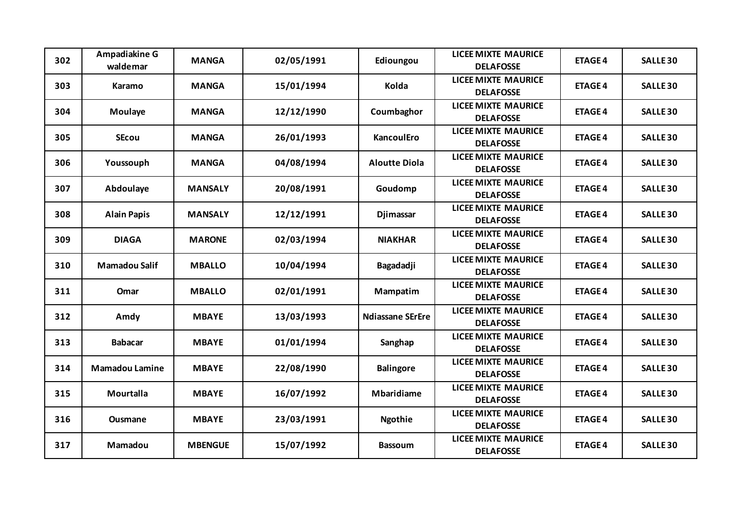| 302 | Ampadiakine G waldemar | MANGA | 02/05/1991 | Edioungou | LICEE MIXTE MAURICE DELAFOSSE | ETAGE 4 | SALLE 30 |
|---|---|---|---|---|---|---|---|
| 303 | Karamo | MANGA | 15/01/1994 | Kolda | LICEE MIXTE MAURICE DELAFOSSE | ETAGE 4 | SALLE 30 |
| 304 | Moulaye | MANGA | 12/12/1990 | Coumbaghor | LICEE MIXTE MAURICE DELAFOSSE | ETAGE 4 | SALLE 30 |
| 305 | SEcou | MANGA | 26/01/1993 | KancoulEro | LICEE MIXTE MAURICE DELAFOSSE | ETAGE 4 | SALLE 30 |
| 306 | Youssouph | MANGA | 04/08/1994 | Aloutte Diola | LICEE MIXTE MAURICE DELAFOSSE | ETAGE 4 | SALLE 30 |
| 307 | Abdoulaye | MANSALY | 20/08/1991 | Goudomp | LICEE MIXTE MAURICE DELAFOSSE | ETAGE 4 | SALLE 30 |
| 308 | Alain Papis | MANSALY | 12/12/1991 | Djimassar | LICEE MIXTE MAURICE DELAFOSSE | ETAGE 4 | SALLE 30 |
| 309 | DIAGA | MARONE | 02/03/1994 | NIAKHAR | LICEE MIXTE MAURICE DELAFOSSE | ETAGE 4 | SALLE 30 |
| 310 | Mamadou Salif | MBALLO | 10/04/1994 | Bagadadji | LICEE MIXTE MAURICE DELAFOSSE | ETAGE 4 | SALLE 30 |
| 311 | Omar | MBALLO | 02/01/1991 | Mampatim | LICEE MIXTE MAURICE DELAFOSSE | ETAGE 4 | SALLE 30 |
| 312 | Amdy | MBAYE | 13/03/1993 | Ndiassane SErEre | LICEE MIXTE MAURICE DELAFOSSE | ETAGE 4 | SALLE 30 |
| 313 | Babacar | MBAYE | 01/01/1994 | Sanghap | LICEE MIXTE MAURICE DELAFOSSE | ETAGE 4 | SALLE 30 |
| 314 | Mamadou Lamine | MBAYE | 22/08/1990 | Balingore | LICEE MIXTE MAURICE DELAFOSSE | ETAGE 4 | SALLE 30 |
| 315 | Mourtalla | MBAYE | 16/07/1992 | Mbaridiame | LICEE MIXTE MAURICE DELAFOSSE | ETAGE 4 | SALLE 30 |
| 316 | Ousmane | MBAYE | 23/03/1991 | Ngothie | LICEE MIXTE MAURICE DELAFOSSE | ETAGE 4 | SALLE 30 |
| 317 | Mamadou | MBENGUE | 15/07/1992 | Bassoum | LICEE MIXTE MAURICE DELAFOSSE | ETAGE 4 | SALLE 30 |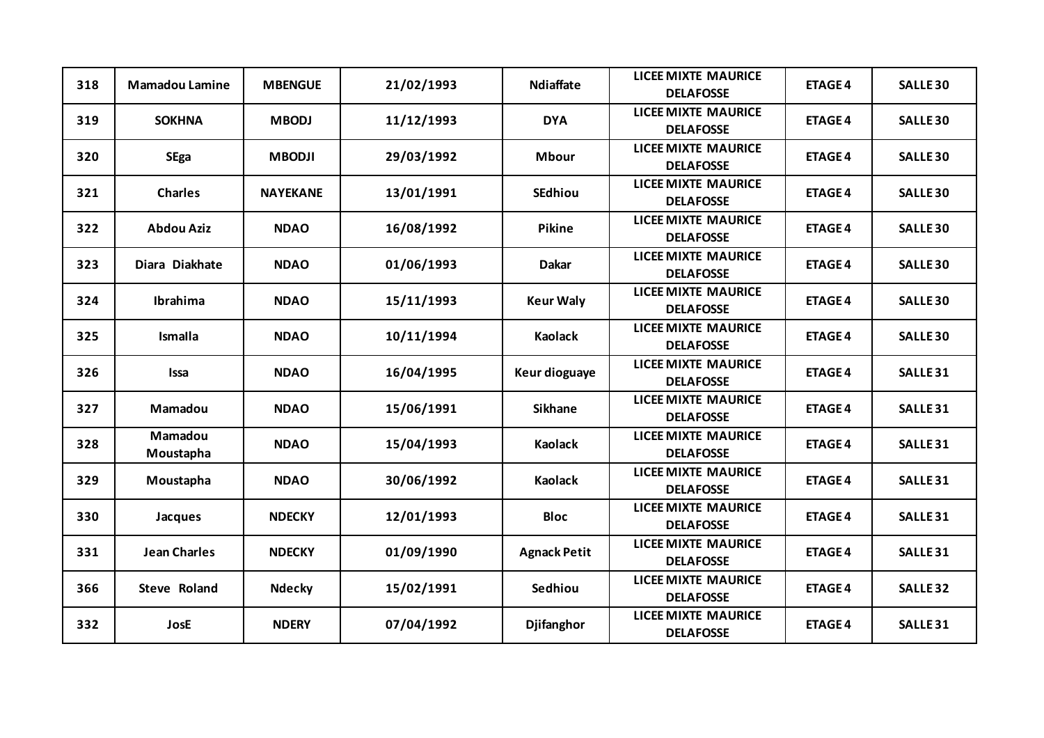| 318 | Mamadou Lamine | MBENGUE | 21/02/1993 | Ndiaffate | LICEE MIXTE MAURICE DELAFOSSE | ETAGE 4 | SALLE 30 |
|---|---|---|---|---|---|---|---|
| 319 | SOKHNA | MBODJ | 11/12/1993 | DYA | LICEE MIXTE MAURICE DELAFOSSE | ETAGE 4 | SALLE 30 |
| 320 | SEga | MBODJI | 29/03/1992 | Mbour | LICEE MIXTE MAURICE DELAFOSSE | ETAGE 4 | SALLE 30 |
| 321 | Charles | NAYEKANE | 13/01/1991 | SEdhiou | LICEE MIXTE MAURICE DELAFOSSE | ETAGE 4 | SALLE 30 |
| 322 | Abdou Aziz | NDAO | 16/08/1992 | Pikine | LICEE MIXTE MAURICE DELAFOSSE | ETAGE 4 | SALLE 30 |
| 323 | Diara Diakhate | NDAO | 01/06/1993 | Dakar | LICEE MIXTE MAURICE DELAFOSSE | ETAGE 4 | SALLE 30 |
| 324 | Ibrahima | NDAO | 15/11/1993 | Keur Waly | LICEE MIXTE MAURICE DELAFOSSE | ETAGE 4 | SALLE 30 |
| 325 | Ismalla | NDAO | 10/11/1994 | Kaolack | LICEE MIXTE MAURICE DELAFOSSE | ETAGE 4 | SALLE 30 |
| 326 | Issa | NDAO | 16/04/1995 | Keur dioguaye | LICEE MIXTE MAURICE DELAFOSSE | ETAGE 4 | SALLE 31 |
| 327 | Mamadou | NDAO | 15/06/1991 | Sikhane | LICEE MIXTE MAURICE DELAFOSSE | ETAGE 4 | SALLE 31 |
| 328 | Mamadou Moustapha | NDAO | 15/04/1993 | Kaolack | LICEE MIXTE MAURICE DELAFOSSE | ETAGE 4 | SALLE 31 |
| 329 | Moustapha | NDAO | 30/06/1992 | Kaolack | LICEE MIXTE MAURICE DELAFOSSE | ETAGE 4 | SALLE 31 |
| 330 | Jacques | NDECKY | 12/01/1993 | Bloc | LICEE MIXTE MAURICE DELAFOSSE | ETAGE 4 | SALLE 31 |
| 331 | Jean Charles | NDECKY | 01/09/1990 | Agnack Petit | LICEE MIXTE MAURICE DELAFOSSE | ETAGE 4 | SALLE 31 |
| 366 | Steve Roland | Ndecky | 15/02/1991 | Sedhiou | LICEE MIXTE MAURICE DELAFOSSE | ETAGE 4 | SALLE 32 |
| 332 | JosE | NDERY | 07/04/1992 | Djifanghor | LICEE MIXTE MAURICE DELAFOSSE | ETAGE 4 | SALLE 31 |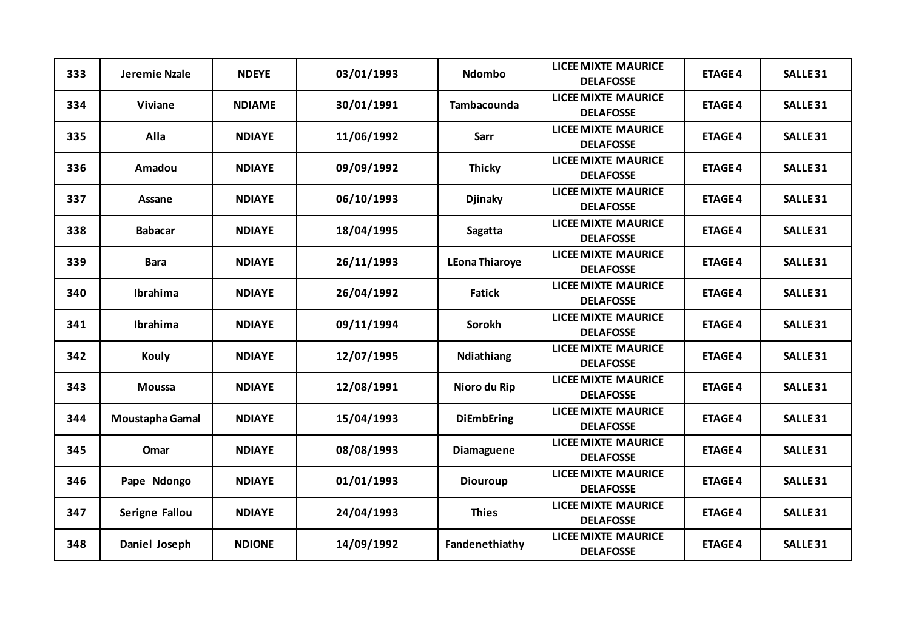| 333 | Jeremie Nzale | NDEYE | 03/01/1993 | Ndombo | LICEE MIXTE MAURICE DELAFOSSE | ETAGE 4 | SALLE 31 |
|---|---|---|---|---|---|---|---|
| 334 | Viviane | NDIAME | 30/01/1991 | Tambacounda | LICEE MIXTE MAURICE DELAFOSSE | ETAGE 4 | SALLE 31 |
| 335 | Alla | NDIAYE | 11/06/1992 | Sarr | LICEE MIXTE MAURICE DELAFOSSE | ETAGE 4 | SALLE 31 |
| 336 | Amadou | NDIAYE | 09/09/1992 | Thicky | LICEE MIXTE MAURICE DELAFOSSE | ETAGE 4 | SALLE 31 |
| 337 | Assane | NDIAYE | 06/10/1993 | Djinaky | LICEE MIXTE MAURICE DELAFOSSE | ETAGE 4 | SALLE 31 |
| 338 | Babacar | NDIAYE | 18/04/1995 | Sagatta | LICEE MIXTE MAURICE DELAFOSSE | ETAGE 4 | SALLE 31 |
| 339 | Bara | NDIAYE | 26/11/1993 | LEona Thiaroye | LICEE MIXTE MAURICE DELAFOSSE | ETAGE 4 | SALLE 31 |
| 340 | Ibrahima | NDIAYE | 26/04/1992 | Fatick | LICEE MIXTE MAURICE DELAFOSSE | ETAGE 4 | SALLE 31 |
| 341 | Ibrahima | NDIAYE | 09/11/1994 | Sorokh | LICEE MIXTE MAURICE DELAFOSSE | ETAGE 4 | SALLE 31 |
| 342 | Kouly | NDIAYE | 12/07/1995 | Ndiathiang | LICEE MIXTE MAURICE DELAFOSSE | ETAGE 4 | SALLE 31 |
| 343 | Moussa | NDIAYE | 12/08/1991 | Nioro du Rip | LICEE MIXTE MAURICE DELAFOSSE | ETAGE 4 | SALLE 31 |
| 344 | Moustapha Gamal | NDIAYE | 15/04/1993 | DiEmbEring | LICEE MIXTE MAURICE DELAFOSSE | ETAGE 4 | SALLE 31 |
| 345 | Omar | NDIAYE | 08/08/1993 | Diamaguene | LICEE MIXTE MAURICE DELAFOSSE | ETAGE 4 | SALLE 31 |
| 346 | Pape Ndongo | NDIAYE | 01/01/1993 | Diouroup | LICEE MIXTE MAURICE DELAFOSSE | ETAGE 4 | SALLE 31 |
| 347 | Serigne Fallou | NDIAYE | 24/04/1993 | Thies | LICEE MIXTE MAURICE DELAFOSSE | ETAGE 4 | SALLE 31 |
| 348 | Daniel Joseph | NDIONE | 14/09/1992 | Fandenethiathy | LICEE MIXTE MAURICE DELAFOSSE | ETAGE 4 | SALLE 31 |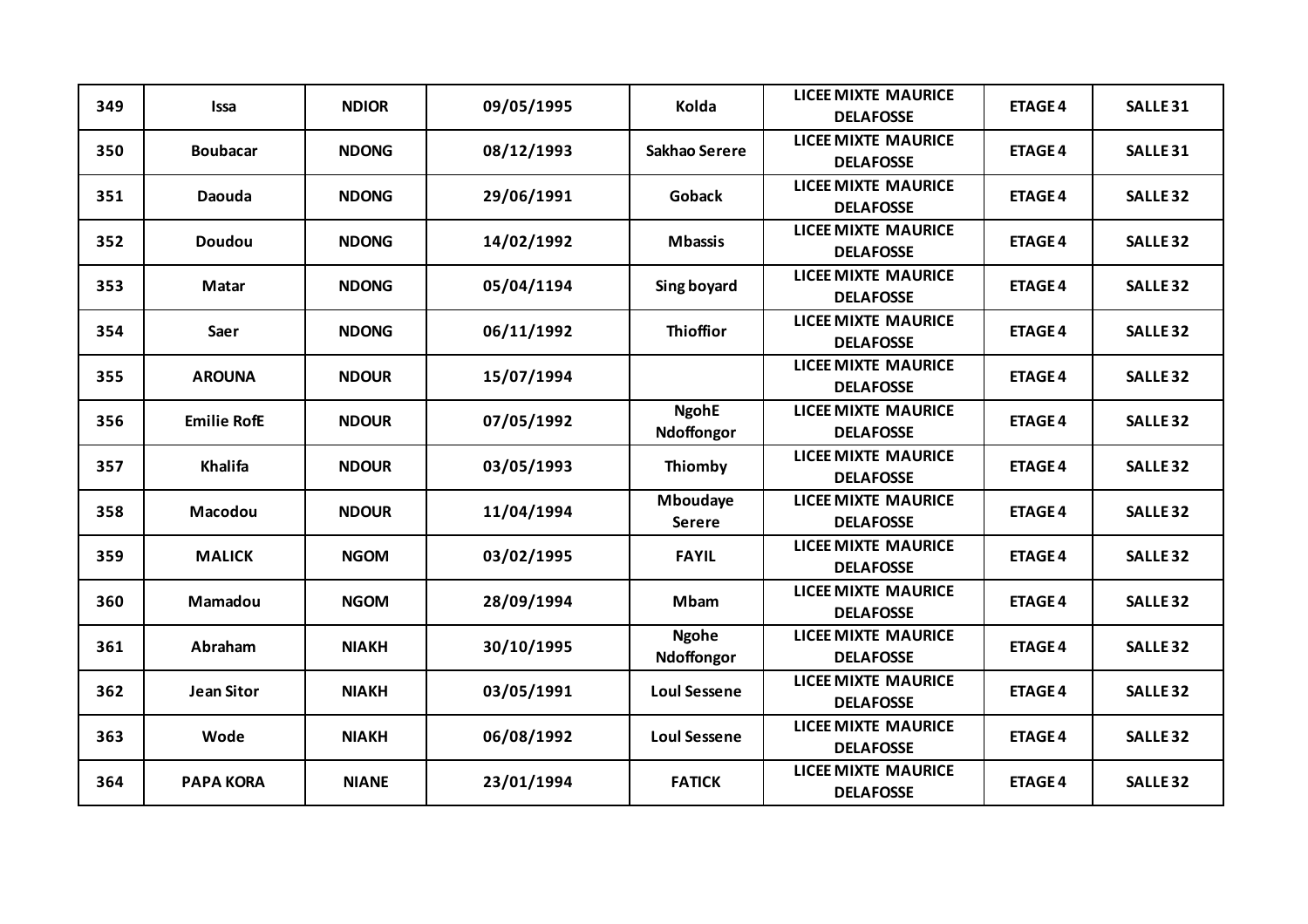| 349 | Issa | NDIOR | 09/05/1995 | Kolda | LICEE MIXTE MAURICE DELAFOSSE | ETAGE 4 | SALLE 31 |
|---|---|---|---|---|---|---|---|
| 350 | Boubacar | NDONG | 08/12/1993 | Sakhao Serere | LICEE MIXTE MAURICE DELAFOSSE | ETAGE 4 | SALLE 31 |
| 351 | Daouda | NDONG | 29/06/1991 | Goback | LICEE MIXTE MAURICE DELAFOSSE | ETAGE 4 | SALLE 32 |
| 352 | Doudou | NDONG | 14/02/1992 | Mbassis | LICEE MIXTE MAURICE DELAFOSSE | ETAGE 4 | SALLE 32 |
| 353 | Matar | NDONG | 05/04/1194 | Sing boyard | LICEE MIXTE MAURICE DELAFOSSE | ETAGE 4 | SALLE 32 |
| 354 | Saer | NDONG | 06/11/1992 | Thioffior | LICEE MIXTE MAURICE DELAFOSSE | ETAGE 4 | SALLE 32 |
| 355 | AROUNA | NDOUR | 15/07/1994 | | LICEE MIXTE MAURICE DELAFOSSE | ETAGE 4 | SALLE 32 |
| 356 | Emilie RofE | NDOUR | 07/05/1992 | NgohE Ndoffongor | LICEE MIXTE MAURICE DELAFOSSE | ETAGE 4 | SALLE 32 |
| 357 | Khalifa | NDOUR | 03/05/1993 | Thiomby | LICEE MIXTE MAURICE DELAFOSSE | ETAGE 4 | SALLE 32 |
| 358 | Macodou | NDOUR | 11/04/1994 | Mboudaye Serere | LICEE MIXTE MAURICE DELAFOSSE | ETAGE 4 | SALLE 32 |
| 359 | MALICK | NGOM | 03/02/1995 | FAYIL | LICEE MIXTE MAURICE DELAFOSSE | ETAGE 4 | SALLE 32 |
| 360 | Mamadou | NGOM | 28/09/1994 | Mbam | LICEE MIXTE MAURICE DELAFOSSE | ETAGE 4 | SALLE 32 |
| 361 | Abraham | NIAKH | 30/10/1995 | Ngohe Ndoffongor | LICEE MIXTE MAURICE DELAFOSSE | ETAGE 4 | SALLE 32 |
| 362 | Jean Sitor | NIAKH | 03/05/1991 | Loul Sessene | LICEE MIXTE MAURICE DELAFOSSE | ETAGE 4 | SALLE 32 |
| 363 | Wode | NIAKH | 06/08/1992 | Loul Sessene | LICEE MIXTE MAURICE DELAFOSSE | ETAGE 4 | SALLE 32 |
| 364 | PAPA KORA | NIANE | 23/01/1994 | FATICK | LICEE MIXTE MAURICE DELAFOSSE | ETAGE 4 | SALLE 32 |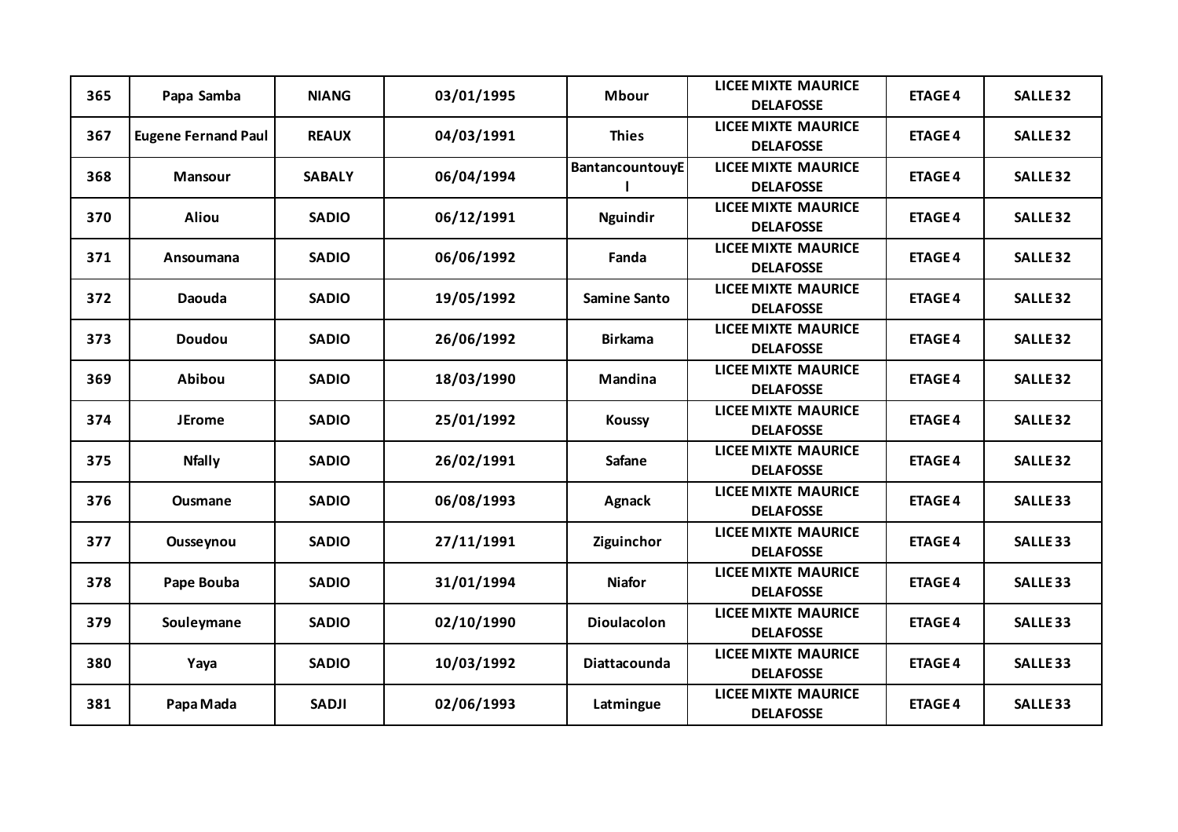| 365 | Papa Samba | NIANG | 03/01/1995 | Mbour | LICEE MIXTE MAURICE DELAFOSSE | ETAGE 4 | SALLE 32 |
|---|---|---|---|---|---|---|---|
| 367 | Eugene Fernand Paul | REAUX | 04/03/1991 | Thies | LICEE MIXTE MAURICE DELAFOSSE | ETAGE 4 | SALLE 32 |
| 368 | Mansour | SABALY | 06/04/1994 | BantancountouyE l | LICEE MIXTE MAURICE DELAFOSSE | ETAGE 4 | SALLE 32 |
| 370 | Aliou | SADIO | 06/12/1991 | Nguindir | LICEE MIXTE MAURICE DELAFOSSE | ETAGE 4 | SALLE 32 |
| 371 | Ansoumana | SADIO | 06/06/1992 | Fanda | LICEE MIXTE MAURICE DELAFOSSE | ETAGE 4 | SALLE 32 |
| 372 | Daouda | SADIO | 19/05/1992 | Samine Santo | LICEE MIXTE MAURICE DELAFOSSE | ETAGE 4 | SALLE 32 |
| 373 | Doudou | SADIO | 26/06/1992 | Birkama | LICEE MIXTE MAURICE DELAFOSSE | ETAGE 4 | SALLE 32 |
| 369 | Abibou | SADIO | 18/03/1990 | Mandina | LICEE MIXTE MAURICE DELAFOSSE | ETAGE 4 | SALLE 32 |
| 374 | JErome | SADIO | 25/01/1992 | Koussy | LICEE MIXTE MAURICE DELAFOSSE | ETAGE 4 | SALLE 32 |
| 375 | Nfally | SADIO | 26/02/1991 | Safane | LICEE MIXTE MAURICE DELAFOSSE | ETAGE 4 | SALLE 32 |
| 376 | Ousmane | SADIO | 06/08/1993 | Agnack | LICEE MIXTE MAURICE DELAFOSSE | ETAGE 4 | SALLE 33 |
| 377 | Ousseynou | SADIO | 27/11/1991 | Ziguinchor | LICEE MIXTE MAURICE DELAFOSSE | ETAGE 4 | SALLE 33 |
| 378 | Pape Bouba | SADIO | 31/01/1994 | Niafor | LICEE MIXTE MAURICE DELAFOSSE | ETAGE 4 | SALLE 33 |
| 379 | Souleymane | SADIO | 02/10/1990 | Dioulacolon | LICEE MIXTE MAURICE DELAFOSSE | ETAGE 4 | SALLE 33 |
| 380 | Yaya | SADIO | 10/03/1992 | Diattacounda | LICEE MIXTE MAURICE DELAFOSSE | ETAGE 4 | SALLE 33 |
| 381 | Papa Mada | SADJI | 02/06/1993 | Latmingue | LICEE MIXTE MAURICE DELAFOSSE | ETAGE 4 | SALLE 33 |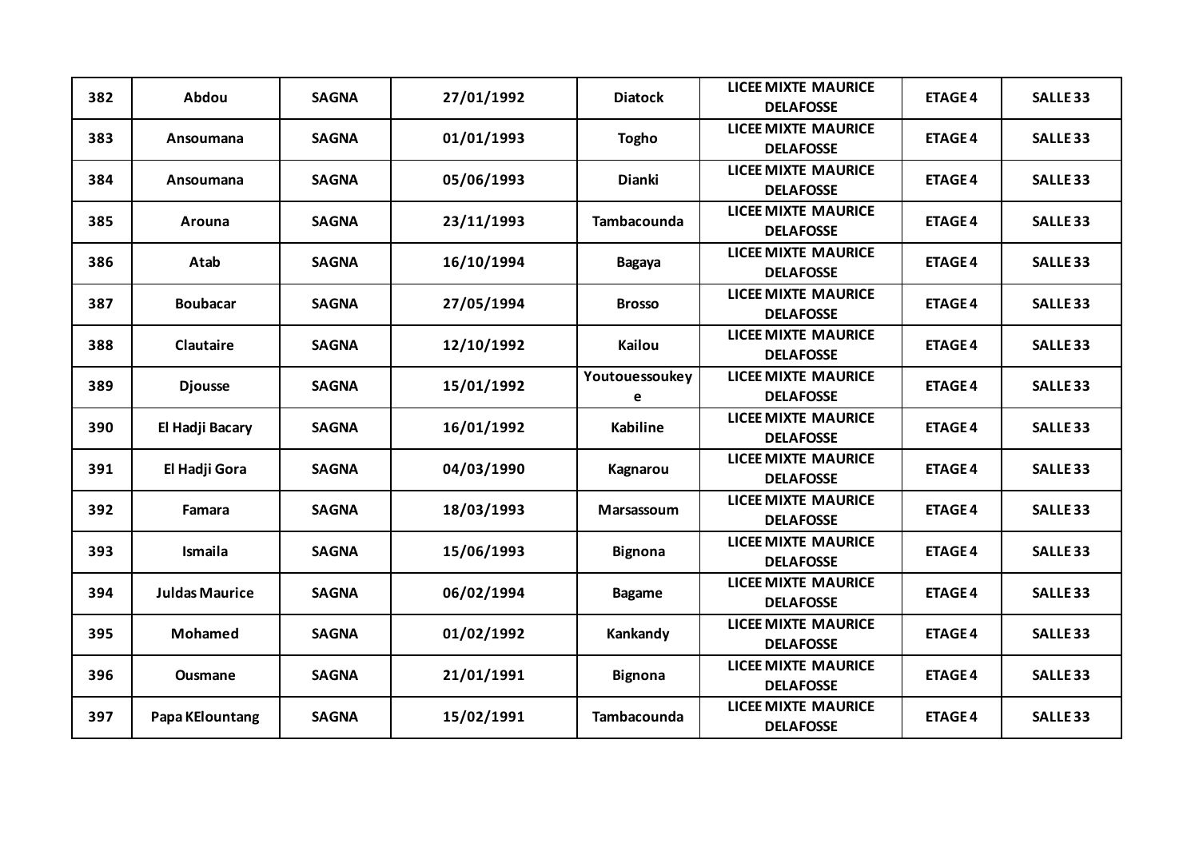| 382 | Abdou | SAGNA | 27/01/1992 | Diatock | LICEE MIXTE MAURICE DELAFOSSE | ETAGE 4 | SALLE 33 |
|---|---|---|---|---|---|---|---|
| 383 | Ansoumana | SAGNA | 01/01/1993 | Togho | LICEE MIXTE MAURICE DELAFOSSE | ETAGE 4 | SALLE 33 |
| 384 | Ansoumana | SAGNA | 05/06/1993 | Dianki | LICEE MIXTE MAURICE DELAFOSSE | ETAGE 4 | SALLE 33 |
| 385 | Arouna | SAGNA | 23/11/1993 | Tambacounda | LICEE MIXTE MAURICE DELAFOSSE | ETAGE 4 | SALLE 33 |
| 386 | Atab | SAGNA | 16/10/1994 | Bagaya | LICEE MIXTE MAURICE DELAFOSSE | ETAGE 4 | SALLE 33 |
| 387 | Boubacar | SAGNA | 27/05/1994 | Brosso | LICEE MIXTE MAURICE DELAFOSSE | ETAGE 4 | SALLE 33 |
| 388 | Clautaire | SAGNA | 12/10/1992 | Kailou | LICEE MIXTE MAURICE DELAFOSSE | ETAGE 4 | SALLE 33 |
| 389 | Djousse | SAGNA | 15/01/1992 | Youtouessoukey e | LICEE MIXTE MAURICE DELAFOSSE | ETAGE 4 | SALLE 33 |
| 390 | El Hadji Bacary | SAGNA | 16/01/1992 | Kabiline | LICEE MIXTE MAURICE DELAFOSSE | ETAGE 4 | SALLE 33 |
| 391 | El Hadji Gora | SAGNA | 04/03/1990 | Kagnarou | LICEE MIXTE MAURICE DELAFOSSE | ETAGE 4 | SALLE 33 |
| 392 | Famara | SAGNA | 18/03/1993 | Marsassoum | LICEE MIXTE MAURICE DELAFOSSE | ETAGE 4 | SALLE 33 |
| 393 | Ismaila | SAGNA | 15/06/1993 | Bignona | LICEE MIXTE MAURICE DELAFOSSE | ETAGE 4 | SALLE 33 |
| 394 | Juldas Maurice | SAGNA | 06/02/1994 | Bagame | LICEE MIXTE MAURICE DELAFOSSE | ETAGE 4 | SALLE 33 |
| 395 | Mohamed | SAGNA | 01/02/1992 | Kankandy | LICEE MIXTE MAURICE DELAFOSSE | ETAGE 4 | SALLE 33 |
| 396 | Ousmane | SAGNA | 21/01/1991 | Bignona | LICEE MIXTE MAURICE DELAFOSSE | ETAGE 4 | SALLE 33 |
| 397 | Papa KElountang | SAGNA | 15/02/1991 | Tambacounda | LICEE MIXTE MAURICE DELAFOSSE | ETAGE 4 | SALLE 33 |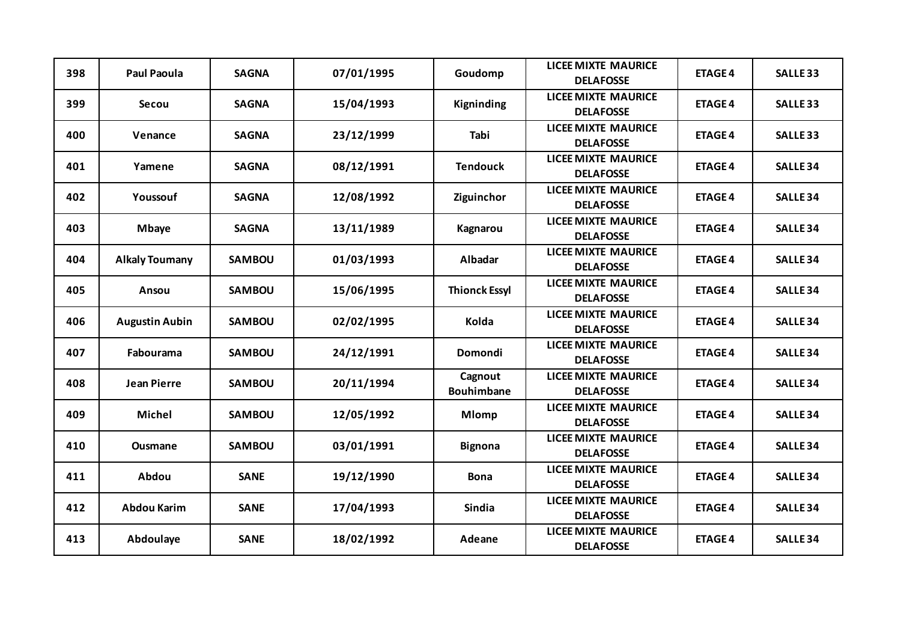| 398 | Paul Paoula | SAGNA | 07/01/1995 | Goudomp | LICEE MIXTE MAURICE DELAFOSSE | ETAGE 4 | SALLE 33 |
|---|---|---|---|---|---|---|---|
| 399 | Secou | SAGNA | 15/04/1993 | Kigninding | LICEE MIXTE MAURICE DELAFOSSE | ETAGE 4 | SALLE 33 |
| 400 | Venance | SAGNA | 23/12/1999 | Tabi | LICEE MIXTE MAURICE DELAFOSSE | ETAGE 4 | SALLE 33 |
| 401 | Yamene | SAGNA | 08/12/1991 | Tendouck | LICEE MIXTE MAURICE DELAFOSSE | ETAGE 4 | SALLE 34 |
| 402 | Youssouf | SAGNA | 12/08/1992 | Ziguinchor | LICEE MIXTE MAURICE DELAFOSSE | ETAGE 4 | SALLE 34 |
| 403 | Mbaye | SAGNA | 13/11/1989 | Kagnarou | LICEE MIXTE MAURICE DELAFOSSE | ETAGE 4 | SALLE 34 |
| 404 | Alkaly Toumany | SAMBOU | 01/03/1993 | Albadar | LICEE MIXTE MAURICE DELAFOSSE | ETAGE 4 | SALLE 34 |
| 405 | Ansou | SAMBOU | 15/06/1995 | Thionck Essyl | LICEE MIXTE MAURICE DELAFOSSE | ETAGE 4 | SALLE 34 |
| 406 | Augustin Aubin | SAMBOU | 02/02/1995 | Kolda | LICEE MIXTE MAURICE DELAFOSSE | ETAGE 4 | SALLE 34 |
| 407 | Fabourama | SAMBOU | 24/12/1991 | Domondi | LICEE MIXTE MAURICE DELAFOSSE | ETAGE 4 | SALLE 34 |
| 408 | Jean Pierre | SAMBOU | 20/11/1994 | Cagnout Bouhimbane | LICEE MIXTE MAURICE DELAFOSSE | ETAGE 4 | SALLE 34 |
| 409 | Michel | SAMBOU | 12/05/1992 | Mlomp | LICEE MIXTE MAURICE DELAFOSSE | ETAGE 4 | SALLE 34 |
| 410 | Ousmane | SAMBOU | 03/01/1991 | Bignona | LICEE MIXTE MAURICE DELAFOSSE | ETAGE 4 | SALLE 34 |
| 411 | Abdou | SANE | 19/12/1990 | Bona | LICEE MIXTE MAURICE DELAFOSSE | ETAGE 4 | SALLE 34 |
| 412 | Abdou Karim | SANE | 17/04/1993 | Sindia | LICEE MIXTE MAURICE DELAFOSSE | ETAGE 4 | SALLE 34 |
| 413 | Abdoulaye | SANE | 18/02/1992 | Adeane | LICEE MIXTE MAURICE DELAFOSSE | ETAGE 4 | SALLE 34 |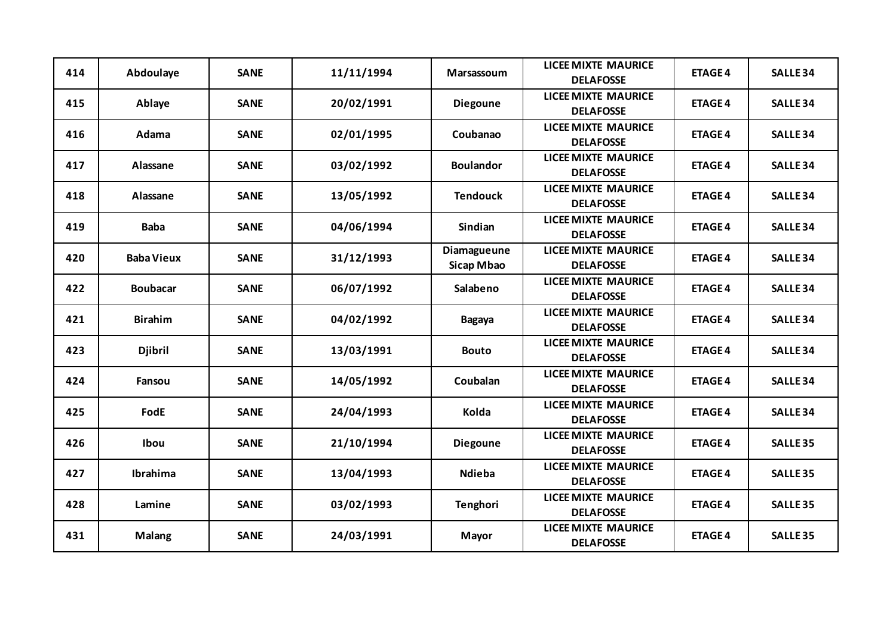| 414 | Abdoulaye | SANE | 11/11/1994 | Marsassoum | LICEE MIXTE MAURICE DELAFOSSE | ETAGE 4 | SALLE 34 |
|---|---|---|---|---|---|---|---|
| 415 | Ablaye | SANE | 20/02/1991 | Diegoune | LICEE MIXTE MAURICE DELAFOSSE | ETAGE 4 | SALLE 34 |
| 416 | Adama | SANE | 02/01/1995 | Coubanao | LICEE MIXTE MAURICE DELAFOSSE | ETAGE 4 | SALLE 34 |
| 417 | Alassane | SANE | 03/02/1992 | Boulandor | LICEE MIXTE MAURICE DELAFOSSE | ETAGE 4 | SALLE 34 |
| 418 | Alassane | SANE | 13/05/1992 | Tendouck | LICEE MIXTE MAURICE DELAFOSSE | ETAGE 4 | SALLE 34 |
| 419 | Baba | SANE | 04/06/1994 | Sindian | LICEE MIXTE MAURICE DELAFOSSE | ETAGE 4 | SALLE 34 |
| 420 | Baba Vieux | SANE | 31/12/1993 | Diamagueune Sicap Mbao | LICEE MIXTE MAURICE DELAFOSSE | ETAGE 4 | SALLE 34 |
| 422 | Boubacar | SANE | 06/07/1992 | Salabeno | LICEE MIXTE MAURICE DELAFOSSE | ETAGE 4 | SALLE 34 |
| 421 | Birahim | SANE | 04/02/1992 | Bagaya | LICEE MIXTE MAURICE DELAFOSSE | ETAGE 4 | SALLE 34 |
| 423 | Djibril | SANE | 13/03/1991 | Bouto | LICEE MIXTE MAURICE DELAFOSSE | ETAGE 4 | SALLE 34 |
| 424 | Fansou | SANE | 14/05/1992 | Coubalan | LICEE MIXTE MAURICE DELAFOSSE | ETAGE 4 | SALLE 34 |
| 425 | FodE | SANE | 24/04/1993 | Kolda | LICEE MIXTE MAURICE DELAFOSSE | ETAGE 4 | SALLE 34 |
| 426 | Ibou | SANE | 21/10/1994 | Diegoune | LICEE MIXTE MAURICE DELAFOSSE | ETAGE 4 | SALLE 35 |
| 427 | Ibrahima | SANE | 13/04/1993 | Ndieba | LICEE MIXTE MAURICE DELAFOSSE | ETAGE 4 | SALLE 35 |
| 428 | Lamine | SANE | 03/02/1993 | Tenghori | LICEE MIXTE MAURICE DELAFOSSE | ETAGE 4 | SALLE 35 |
| 431 | Malang | SANE | 24/03/1991 | Mayor | LICEE MIXTE MAURICE DELAFOSSE | ETAGE 4 | SALLE 35 |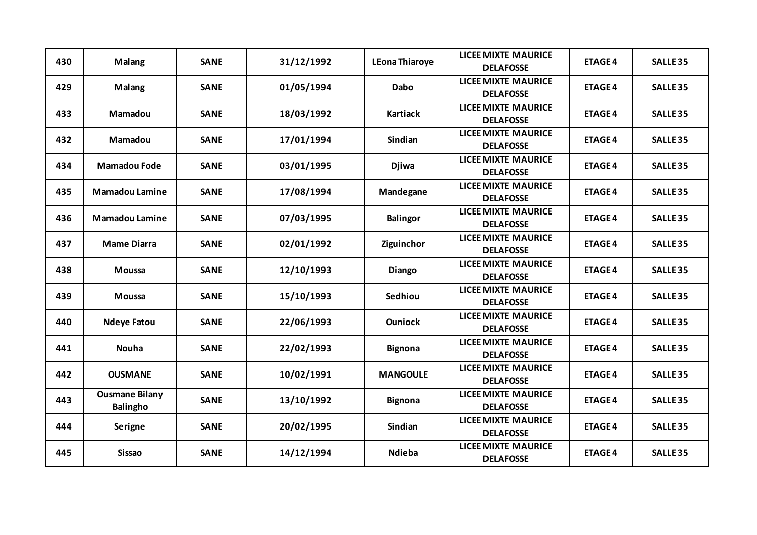| 430 | Malang | SANE | 31/12/1992 | LEona Thiaroye | LICEE MIXTE MAURICE DELAFOSSE | ETAGE 4 | SALLE 35 |
|---|---|---|---|---|---|---|---|
| 429 | Malang | SANE | 01/05/1994 | Dabo | LICEE MIXTE MAURICE DELAFOSSE | ETAGE 4 | SALLE 35 |
| 433 | Mamadou | SANE | 18/03/1992 | Kartiack | LICEE MIXTE MAURICE DELAFOSSE | ETAGE 4 | SALLE 35 |
| 432 | Mamadou | SANE | 17/01/1994 | Sindian | LICEE MIXTE MAURICE DELAFOSSE | ETAGE 4 | SALLE 35 |
| 434 | Mamadou Fode | SANE | 03/01/1995 | Djiwa | LICEE MIXTE MAURICE DELAFOSSE | ETAGE 4 | SALLE 35 |
| 435 | Mamadou Lamine | SANE | 17/08/1994 | Mandegane | LICEE MIXTE MAURICE DELAFOSSE | ETAGE 4 | SALLE 35 |
| 436 | Mamadou Lamine | SANE | 07/03/1995 | Balingor | LICEE MIXTE MAURICE DELAFOSSE | ETAGE 4 | SALLE 35 |
| 437 | Mame Diarra | SANE | 02/01/1992 | Ziguinchor | LICEE MIXTE MAURICE DELAFOSSE | ETAGE 4 | SALLE 35 |
| 438 | Moussa | SANE | 12/10/1993 | Diango | LICEE MIXTE MAURICE DELAFOSSE | ETAGE 4 | SALLE 35 |
| 439 | Moussa | SANE | 15/10/1993 | Sedhiou | LICEE MIXTE MAURICE DELAFOSSE | ETAGE 4 | SALLE 35 |
| 440 | Ndeye Fatou | SANE | 22/06/1993 | Ouniock | LICEE MIXTE MAURICE DELAFOSSE | ETAGE 4 | SALLE 35 |
| 441 | Nouha | SANE | 22/02/1993 | Bignona | LICEE MIXTE MAURICE DELAFOSSE | ETAGE 4 | SALLE 35 |
| 442 | OUSMANE | SANE | 10/02/1991 | MANGOULE | LICEE MIXTE MAURICE DELAFOSSE | ETAGE 4 | SALLE 35 |
| 443 | Ousmane Bilany Balingho | SANE | 13/10/1992 | Bignona | LICEE MIXTE MAURICE DELAFOSSE | ETAGE 4 | SALLE 35 |
| 444 | Serigne | SANE | 20/02/1995 | Sindian | LICEE MIXTE MAURICE DELAFOSSE | ETAGE 4 | SALLE 35 |
| 445 | Sissao | SANE | 14/12/1994 | Ndieba | LICEE MIXTE MAURICE DELAFOSSE | ETAGE 4 | SALLE 35 |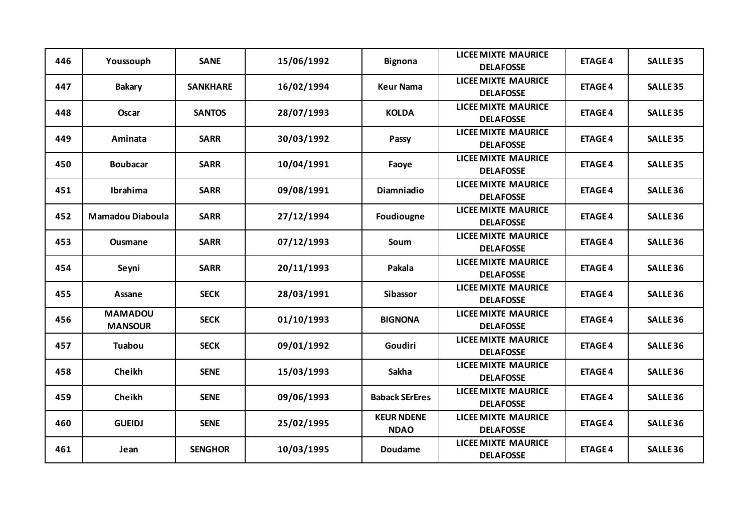| 446 | Youssouph | SANE | 15/06/1992 | Bignona | LICEE MIXTE MAURICE DELAFOSSE | ETAGE 4 | SALLE 35 |
|---|---|---|---|---|---|---|---|
| 447 | Bakary | SANKHARE | 16/02/1994 | Keur Nama | LICEE MIXTE MAURICE DELAFOSSE | ETAGE 4 | SALLE 35 |
| 448 | Oscar | SANTOS | 28/07/1993 | KOLDA | LICEE MIXTE MAURICE DELAFOSSE | ETAGE 4 | SALLE 35 |
| 449 | Aminata | SARR | 30/03/1992 | Passy | LICEE MIXTE MAURICE DELAFOSSE | ETAGE 4 | SALLE 35 |
| 450 | Boubacar | SARR | 10/04/1991 | Faoye | LICEE MIXTE MAURICE DELAFOSSE | ETAGE 4 | SALLE 35 |
| 451 | Ibrahima | SARR | 09/08/1991 | Diamniadio | LICEE MIXTE MAURICE DELAFOSSE | ETAGE 4 | SALLE 36 |
| 452 | Mamadou Diaboula | SARR | 27/12/1994 | Foudiougne | LICEE MIXTE MAURICE DELAFOSSE | ETAGE 4 | SALLE 36 |
| 453 | Ousmane | SARR | 07/12/1993 | Soum | LICEE MIXTE MAURICE DELAFOSSE | ETAGE 4 | SALLE 36 |
| 454 | Seyni | SARR | 20/11/1993 | Pakala | LICEE MIXTE MAURICE DELAFOSSE | ETAGE 4 | SALLE 36 |
| 455 | Assane | SECK | 28/03/1991 | Sibassor | LICEE MIXTE MAURICE DELAFOSSE | ETAGE 4 | SALLE 36 |
| 456 | MAMADOU MANSOUR | SECK | 01/10/1993 | BIGNONA | LICEE MIXTE MAURICE DELAFOSSE | ETAGE 4 | SALLE 36 |
| 457 | Tuabou | SECK | 09/01/1992 | Goudiri | LICEE MIXTE MAURICE DELAFOSSE | ETAGE 4 | SALLE 36 |
| 458 | Cheikh | SENE | 15/03/1993 | Sakha | LICEE MIXTE MAURICE DELAFOSSE | ETAGE 4 | SALLE 36 |
| 459 | Cheikh | SENE | 09/06/1993 | Baback SErEres | LICEE MIXTE MAURICE DELAFOSSE | ETAGE 4 | SALLE 36 |
| 460 | GUEIDJ | SENE | 25/02/1995 | KEUR NDENE NDAO | LICEE MIXTE MAURICE DELAFOSSE | ETAGE 4 | SALLE 36 |
| 461 | Jean | SENGHOR | 10/03/1995 | Doudame | LICEE MIXTE MAURICE DELAFOSSE | ETAGE 4 | SALLE 36 |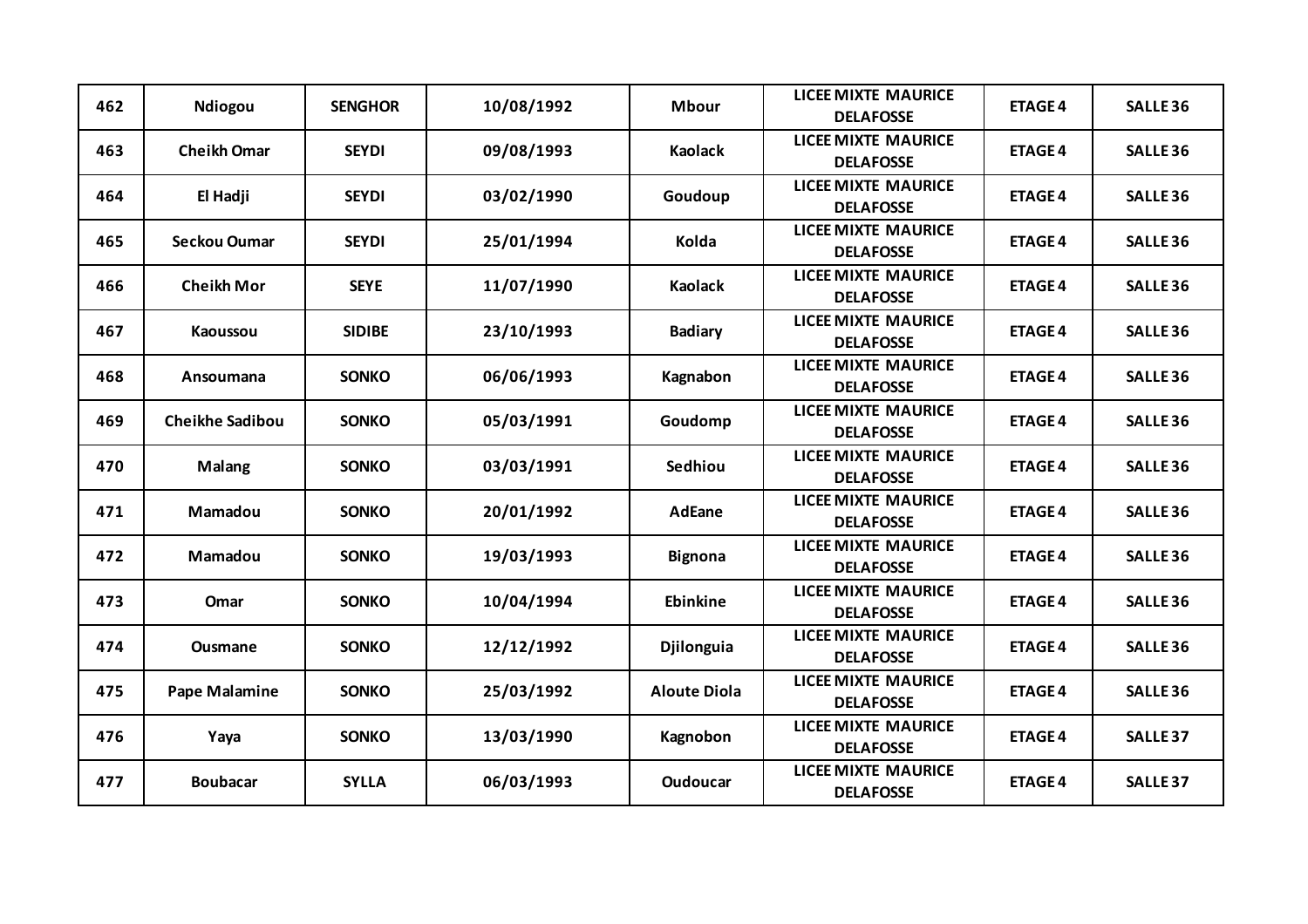| 462 | Ndiogou | SENGHOR | 10/08/1992 | Mbour | LICEE MIXTE MAURICE DELAFOSSE | ETAGE 4 | SALLE 36 |
|---|---|---|---|---|---|---|---|
| 463 | Cheikh Omar | SEYDI | 09/08/1993 | Kaolack | LICEE MIXTE MAURICE DELAFOSSE | ETAGE 4 | SALLE 36 |
| 464 | El Hadji | SEYDI | 03/02/1990 | Goudoup | LICEE MIXTE MAURICE DELAFOSSE | ETAGE 4 | SALLE 36 |
| 465 | Seckou Oumar | SEYDI | 25/01/1994 | Kolda | LICEE MIXTE MAURICE DELAFOSSE | ETAGE 4 | SALLE 36 |
| 466 | Cheikh Mor | SEYE | 11/07/1990 | Kaolack | LICEE MIXTE MAURICE DELAFOSSE | ETAGE 4 | SALLE 36 |
| 467 | Kaoussou | SIDIBE | 23/10/1993 | Badiary | LICEE MIXTE MAURICE DELAFOSSE | ETAGE 4 | SALLE 36 |
| 468 | Ansoumana | SONKO | 06/06/1993 | Kagnabon | LICEE MIXTE MAURICE DELAFOSSE | ETAGE 4 | SALLE 36 |
| 469 | Cheikhe Sadibou | SONKO | 05/03/1991 | Goudomp | LICEE MIXTE MAURICE DELAFOSSE | ETAGE 4 | SALLE 36 |
| 470 | Malang | SONKO | 03/03/1991 | Sedhiou | LICEE MIXTE MAURICE DELAFOSSE | ETAGE 4 | SALLE 36 |
| 471 | Mamadou | SONKO | 20/01/1992 | AdEane | LICEE MIXTE MAURICE DELAFOSSE | ETAGE 4 | SALLE 36 |
| 472 | Mamadou | SONKO | 19/03/1993 | Bignona | LICEE MIXTE MAURICE DELAFOSSE | ETAGE 4 | SALLE 36 |
| 473 | Omar | SONKO | 10/04/1994 | Ebinkine | LICEE MIXTE MAURICE DELAFOSSE | ETAGE 4 | SALLE 36 |
| 474 | Ousmane | SONKO | 12/12/1992 | Djilonguia | LICEE MIXTE MAURICE DELAFOSSE | ETAGE 4 | SALLE 36 |
| 475 | Pape Malamine | SONKO | 25/03/1992 | Aloute Diola | LICEE MIXTE MAURICE DELAFOSSE | ETAGE 4 | SALLE 36 |
| 476 | Yaya | SONKO | 13/03/1990 | Kagnobon | LICEE MIXTE MAURICE DELAFOSSE | ETAGE 4 | SALLE 37 |
| 477 | Boubacar | SYLLA | 06/03/1993 | Oudoucar | LICEE MIXTE MAURICE DELAFOSSE | ETAGE 4 | SALLE 37 |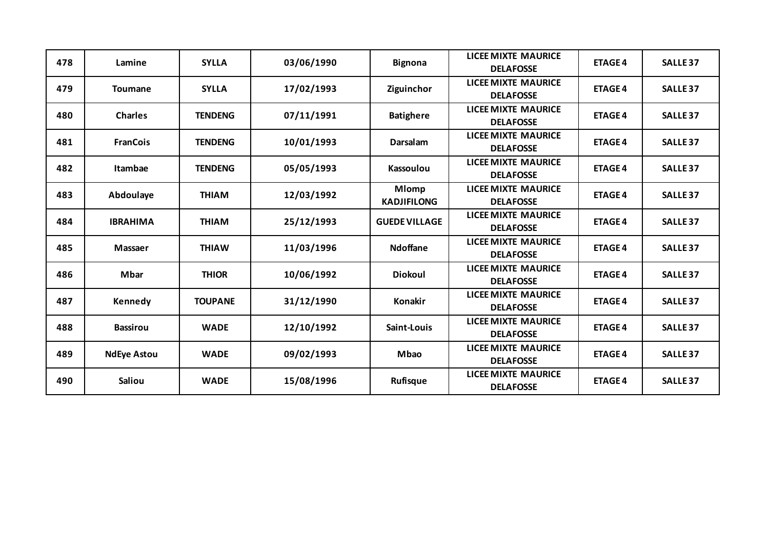| | | | | | | | |
|---|---|---|---|---|---|---|---|
| 478 | Lamine | SYLLA | 03/06/1990 | Bignona | LICEE MIXTE MAURICE DELAFOSSE | ETAGE 4 | SALLE 37 |
| 479 | Toumane | SYLLA | 17/02/1993 | Ziguinchor | LICEE MIXTE MAURICE DELAFOSSE | ETAGE 4 | SALLE 37 |
| 480 | Charles | TENDENG | 07/11/1991 | Batighere | LICEE MIXTE MAURICE DELAFOSSE | ETAGE 4 | SALLE 37 |
| 481 | FranCois | TENDENG | 10/01/1993 | Darsalam | LICEE MIXTE MAURICE DELAFOSSE | ETAGE 4 | SALLE 37 |
| 482 | Itambae | TENDENG | 05/05/1993 | Kassoulou | LICEE MIXTE MAURICE DELAFOSSE | ETAGE 4 | SALLE 37 |
| 483 | Abdoulaye | THIAM | 12/03/1992 | Mlomp KADJIFILONG | LICEE MIXTE MAURICE DELAFOSSE | ETAGE 4 | SALLE 37 |
| 484 | IBRAHIMA | THIAM | 25/12/1993 | GUEDE VILLAGE | LICEE MIXTE MAURICE DELAFOSSE | ETAGE 4 | SALLE 37 |
| 485 | Massaer | THIAW | 11/03/1996 | Ndoffane | LICEE MIXTE MAURICE DELAFOSSE | ETAGE 4 | SALLE 37 |
| 486 | Mbar | THIOR | 10/06/1992 | Diokoul | LICEE MIXTE MAURICE DELAFOSSE | ETAGE 4 | SALLE 37 |
| 487 | Kennedy | TOUPANE | 31/12/1990 | Konakir | LICEE MIXTE MAURICE DELAFOSSE | ETAGE 4 | SALLE 37 |
| 488 | Bassirou | WADE | 12/10/1992 | Saint-Louis | LICEE MIXTE MAURICE DELAFOSSE | ETAGE 4 | SALLE 37 |
| 489 | NdEye Astou | WADE | 09/02/1993 | Mbao | LICEE MIXTE MAURICE DELAFOSSE | ETAGE 4 | SALLE 37 |
| 490 | Saliou | WADE | 15/08/1996 | Rufisque | LICEE MIXTE MAURICE DELAFOSSE | ETAGE 4 | SALLE 37 |